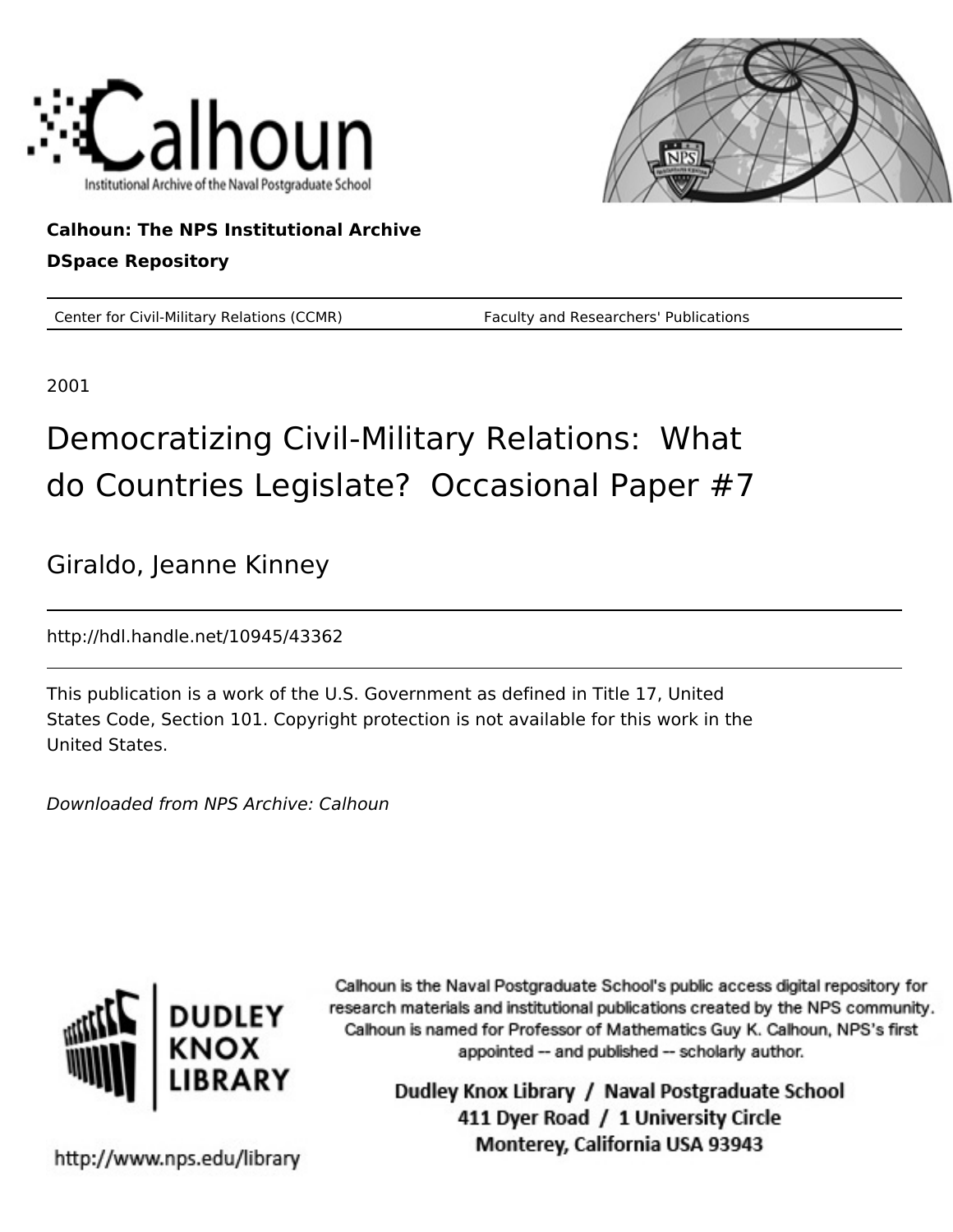Calhoun: The NPS Institutional Archive

DSpace Repository

Center for Civil-Military Relations (CCMR) Faculty and Researchers' Publications

2001

# Democratizing Civil-Military Relations: What do Countries Legislate? Occasional Paper #7

Giraldo, Jeanne Kinney

http://hdl.handle.net/10945/43362

This publication is a work of the U.S. Government as defined in Title 17, United States Code, Section 101. Copyright protection is not available for this work in the United States.

*Downloaded from NPS Archive: Calhoun*

Calhoun is the Naval Postgraduate School's public access digital repository for research materials and institutional publications created by the NPS community. Calhoun is named for Professor of Mathematics Guy K. Calhoun, NPS's first appointed -- and published -- scholarly author.

Dudley Knox Library / Naval Postgraduate School
411 Dyer Road / 1 University Circle
Monterey, California USA 93943

http://www.nps.edu/library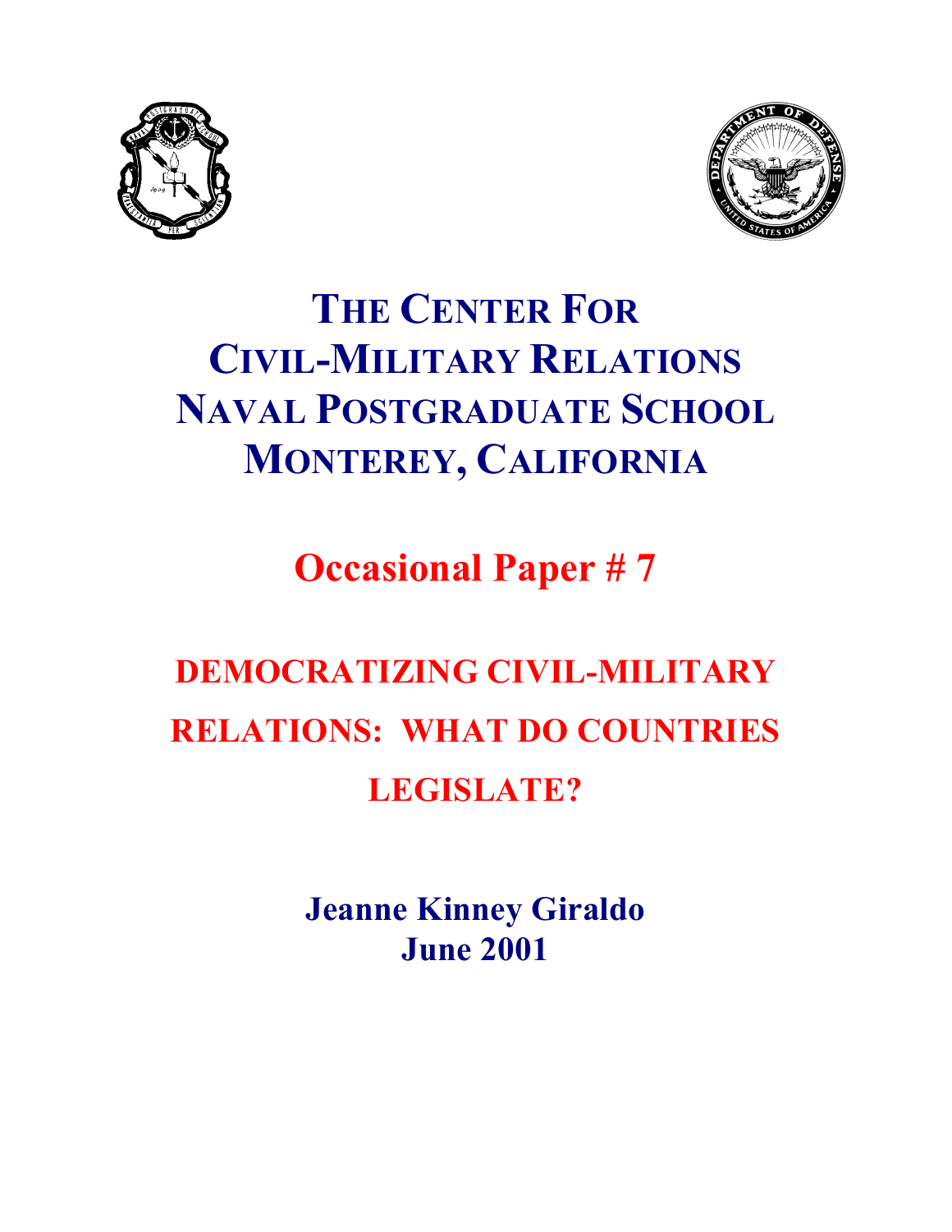# THE CENTER FOR CIVIL-MILITARY RELATIONS NAVAL POSTGRADUATE SCHOOL MONTEREY, CALIFORNIA

## Occasional Paper # 7

## DEMOCRATIZING CIVIL-MILITARY RELATIONS: WHAT DO COUNTRIES LEGISLATE?

**Jeanne Kinney Giraldo**
**June 2001**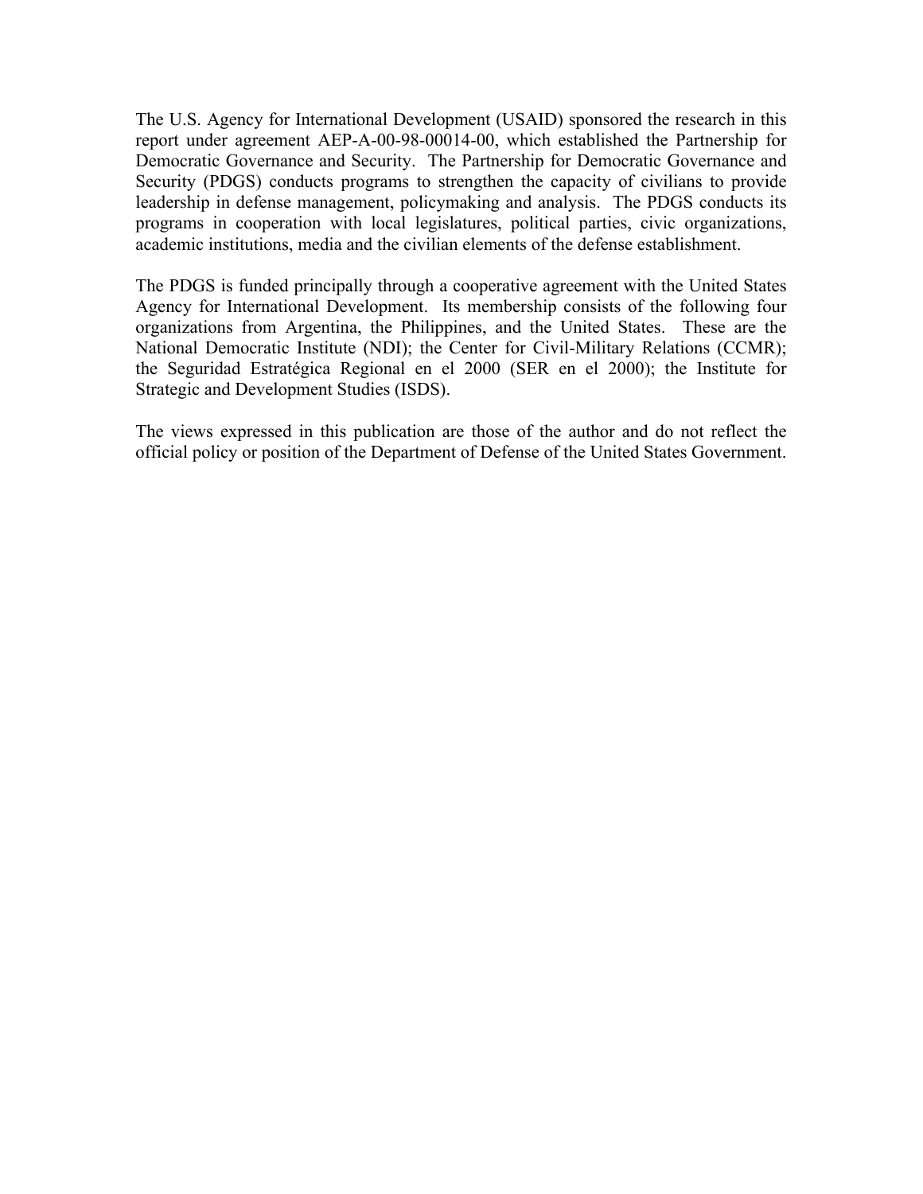The U.S. Agency for International Development (USAID) sponsored the research in this report under agreement AEP-A-00-98-00014-00, which established the Partnership for Democratic Governance and Security. The Partnership for Democratic Governance and Security (PDGS) conducts programs to strengthen the capacity of civilians to provide leadership in defense management, policymaking and analysis. The PDGS conducts its programs in cooperation with local legislatures, political parties, civic organizations, academic institutions, media and the civilian elements of the defense establishment.

The PDGS is funded principally through a cooperative agreement with the United States Agency for International Development. Its membership consists of the following four organizations from Argentina, the Philippines, and the United States. These are the National Democratic Institute (NDI); the Center for Civil-Military Relations (CCMR); the Seguridad Estratégica Regional en el 2000 (SER en el 2000); the Institute for Strategic and Development Studies (ISDS).

The views expressed in this publication are those of the author and do not reflect the official policy or position of the Department of Defense of the United States Government.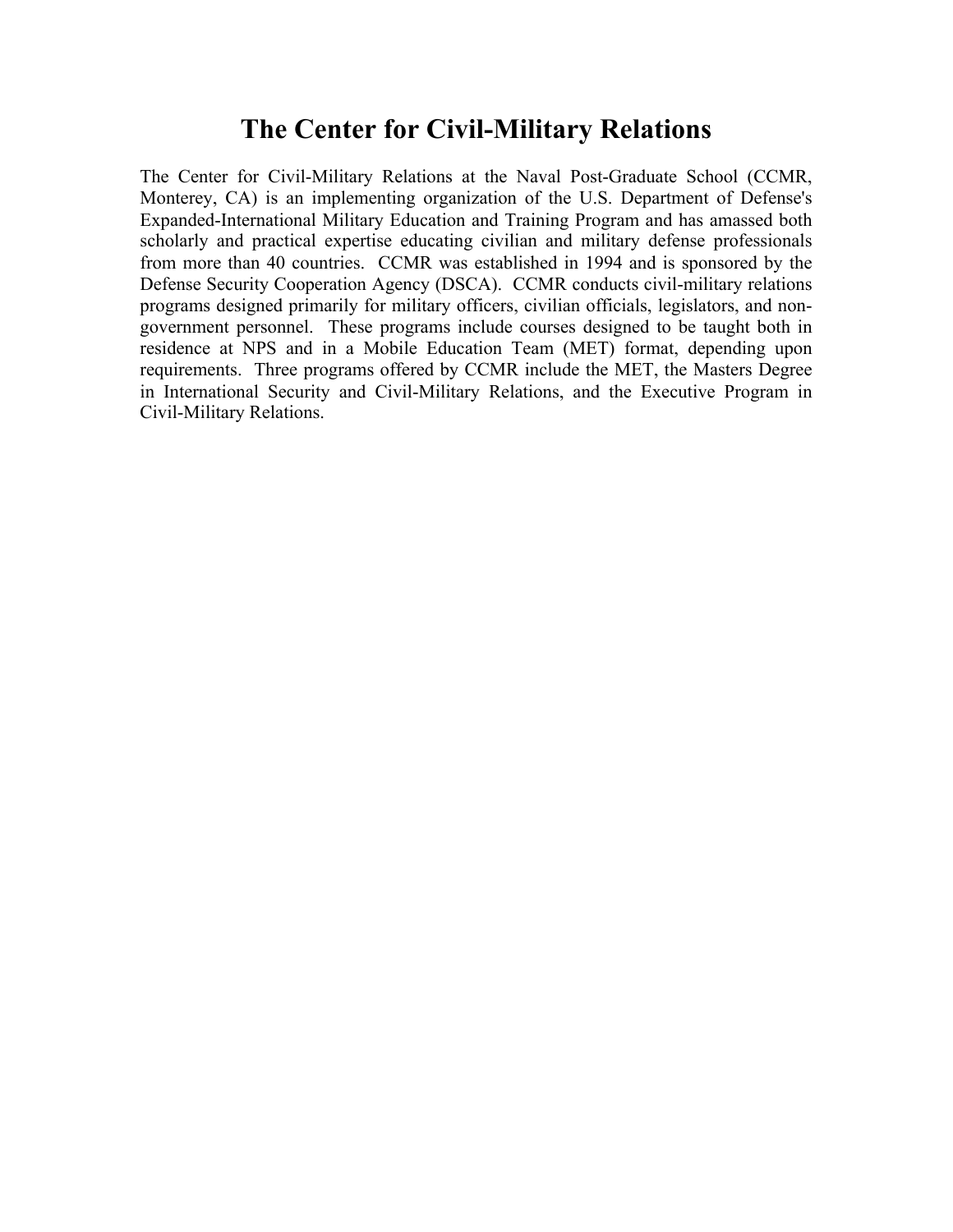# The Center for Civil-Military Relations

The Center for Civil-Military Relations at the Naval Post-Graduate School (CCMR, Monterey, CA) is an implementing organization of the U.S. Department of Defense's Expanded-International Military Education and Training Program and has amassed both scholarly and practical expertise educating civilian and military defense professionals from more than 40 countries. CCMR was established in 1994 and is sponsored by the Defense Security Cooperation Agency (DSCA). CCMR conducts civil-military relations programs designed primarily for military officers, civilian officials, legislators, and non-government personnel. These programs include courses designed to be taught both in residence at NPS and in a Mobile Education Team (MET) format, depending upon requirements. Three programs offered by CCMR include the MET, the Masters Degree in International Security and Civil-Military Relations, and the Executive Program in Civil-Military Relations.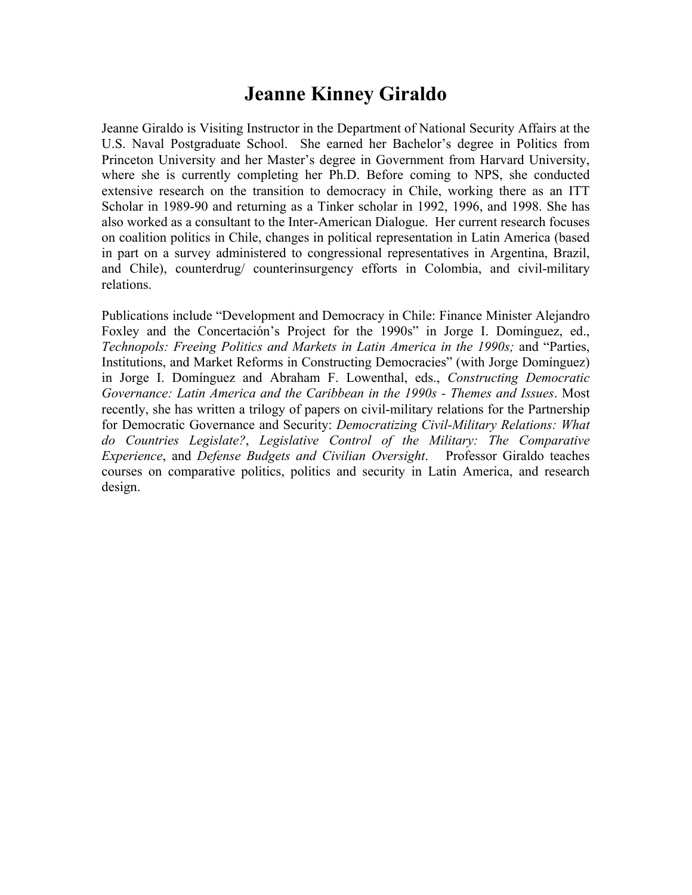# Jeanne Kinney Giraldo

Jeanne Giraldo is Visiting Instructor in the Department of National Security Affairs at the U.S. Naval Postgraduate School. She earned her Bachelor's degree in Politics from Princeton University and her Master's degree in Government from Harvard University, where she is currently completing her Ph.D. Before coming to NPS, she conducted extensive research on the transition to democracy in Chile, working there as an ITT Scholar in 1989-90 and returning as a Tinker scholar in 1992, 1996, and 1998. She has also worked as a consultant to the Inter-American Dialogue. Her current research focuses on coalition politics in Chile, changes in political representation in Latin America (based in part on a survey administered to congressional representatives in Argentina, Brazil, and Chile), counterdrug/ counterinsurgency efforts in Colombia, and civil-military relations.

Publications include "Development and Democracy in Chile: Finance Minister Alejandro Foxley and the Concertación's Project for the 1990s" in Jorge I. Domínguez, ed., *Technopols: Freeing Politics and Markets in Latin America in the 1990s;* and "Parties, Institutions, and Market Reforms in Constructing Democracies" (with Jorge Domínguez) in Jorge I. Domínguez and Abraham F. Lowenthal, eds., *Constructing Democratic Governance: Latin America and the Caribbean in the 1990s - Themes and Issues*. Most recently, she has written a trilogy of papers on civil-military relations for the Partnership for Democratic Governance and Security: *Democratizing Civil-Military Relations: What do Countries Legislate?*, *Legislative Control of the Military: The Comparative Experience*, and *Defense Budgets and Civilian Oversight*. Professor Giraldo teaches courses on comparative politics, politics and security in Latin America, and research design.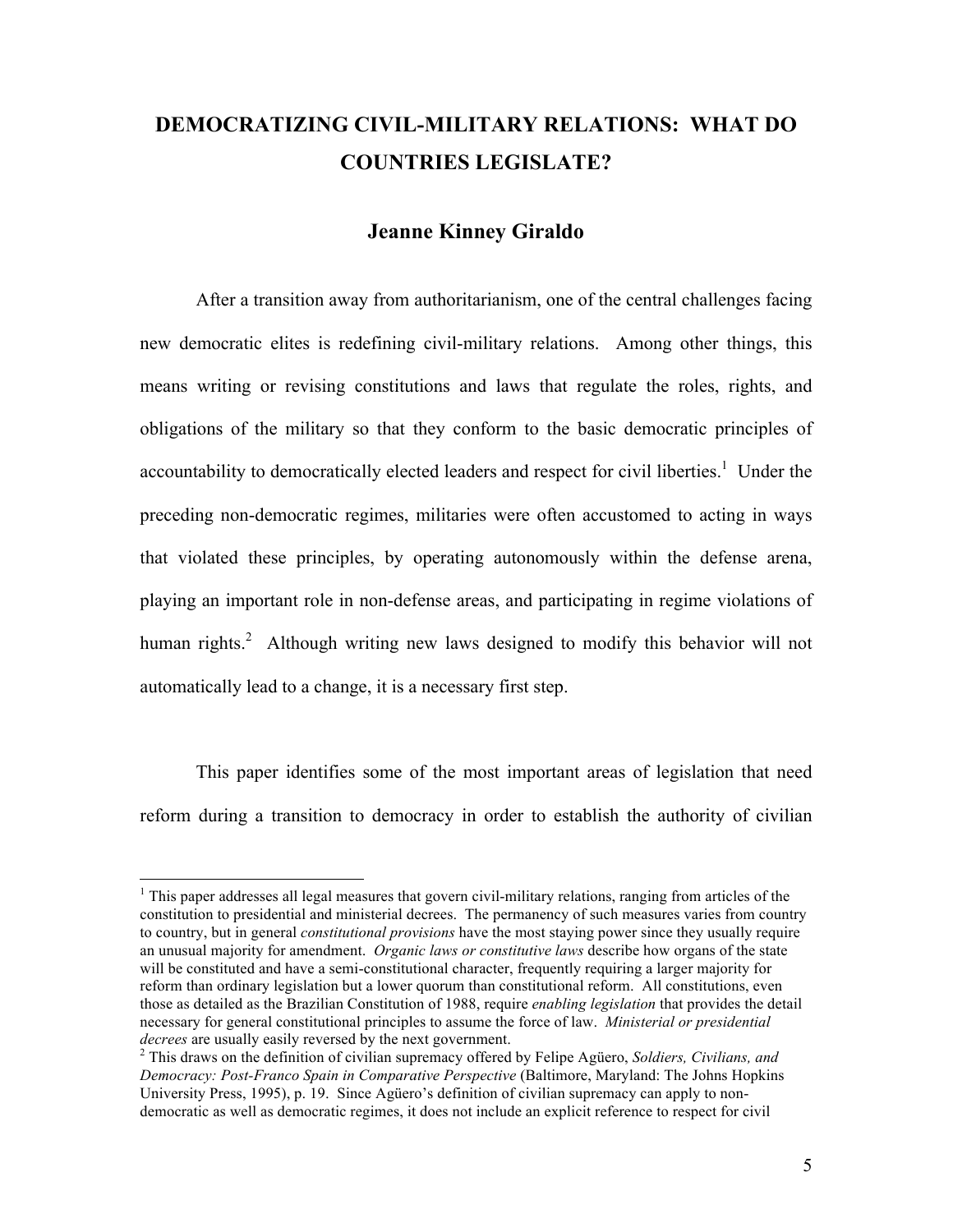# DEMOCRATIZING CIVIL-MILITARY RELATIONS: WHAT DO COUNTRIES LEGISLATE?

## Jeanne Kinney Giraldo

After a transition away from authoritarianism, one of the central challenges facing new democratic elites is redefining civil-military relations. Among other things, this means writing or revising constitutions and laws that regulate the roles, rights, and obligations of the military so that they conform to the basic democratic principles of accountability to democratically elected leaders and respect for civil liberties.[1] Under the preceding non-democratic regimes, militaries were often accustomed to acting in ways that violated these principles, by operating autonomously within the defense arena, playing an important role in non-defense areas, and participating in regime violations of human rights.[2] Although writing new laws designed to modify this behavior will not automatically lead to a change, it is a necessary first step.

This paper identifies some of the most important areas of legislation that need reform during a transition to democracy in order to establish the authority of civilian

[1] This paper addresses all legal measures that govern civil-military relations, ranging from articles of the constitution to presidential and ministerial decrees. The permanency of such measures varies from country to country, but in general *constitutional provisions* have the most staying power since they usually require an unusual majority for amendment. *Organic laws or constitutive laws* describe how organs of the state will be constituted and have a semi-constitutional character, frequently requiring a larger majority for reform than ordinary legislation but a lower quorum than constitutional reform. All constitutions, even those as detailed as the Brazilian Constitution of 1988, require *enabling legislation* that provides the detail necessary for general constitutional principles to assume the force of law. *Ministerial or presidential decrees* are usually easily reversed by the next government.

[2] This draws on the definition of civilian supremacy offered by Felipe Agüero, *Soldiers, Civilians, and Democracy: Post-Franco Spain in Comparative Perspective* (Baltimore, Maryland: The Johns Hopkins University Press, 1995), p. 19. Since Agüero's definition of civilian supremacy can apply to non-democratic as well as democratic regimes, it does not include an explicit reference to respect for civil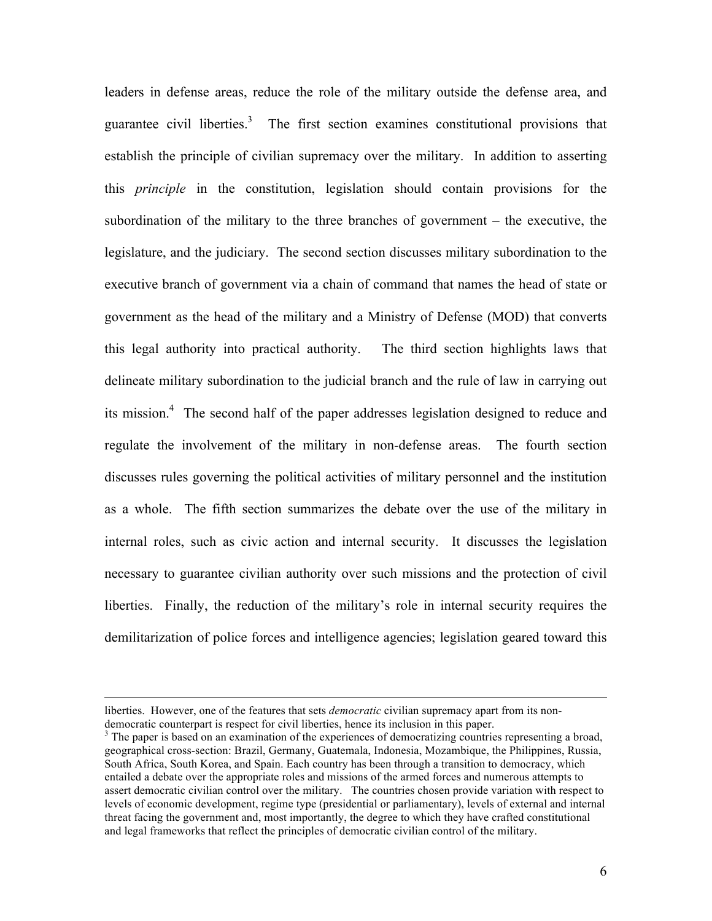leaders in defense areas, reduce the role of the military outside the defense area, and guarantee civil liberties.[3] The first section examines constitutional provisions that establish the principle of civilian supremacy over the military. In addition to asserting this *principle* in the constitution, legislation should contain provisions for the subordination of the military to the three branches of government – the executive, the legislature, and the judiciary. The second section discusses military subordination to the executive branch of government via a chain of command that names the head of state or government as the head of the military and a Ministry of Defense (MOD) that converts this legal authority into practical authority. The third section highlights laws that delineate military subordination to the judicial branch and the rule of law in carrying out its mission.[4] The second half of the paper addresses legislation designed to reduce and regulate the involvement of the military in non-defense areas. The fourth section discusses rules governing the political activities of military personnel and the institution as a whole. The fifth section summarizes the debate over the use of the military in internal roles, such as civic action and internal security. It discusses the legislation necessary to guarantee civilian authority over such missions and the protection of civil liberties. Finally, the reduction of the military's role in internal security requires the demilitarization of police forces and intelligence agencies; legislation geared toward this

---

liberties. However, one of the features that sets *democratic* civilian supremacy apart from its non-democratic counterpart is respect for civil liberties, hence its inclusion in this paper.

[3] The paper is based on an examination of the experiences of democratizing countries representing a broad, geographical cross-section: Brazil, Germany, Guatemala, Indonesia, Mozambique, the Philippines, Russia, South Africa, South Korea, and Spain. Each country has been through a transition to democracy, which entailed a debate over the appropriate roles and missions of the armed forces and numerous attempts to assert democratic civilian control over the military. The countries chosen provide variation with respect to levels of economic development, regime type (presidential or parliamentary), levels of external and internal threat facing the government and, most importantly, the degree to which they have crafted constitutional and legal frameworks that reflect the principles of democratic civilian control of the military.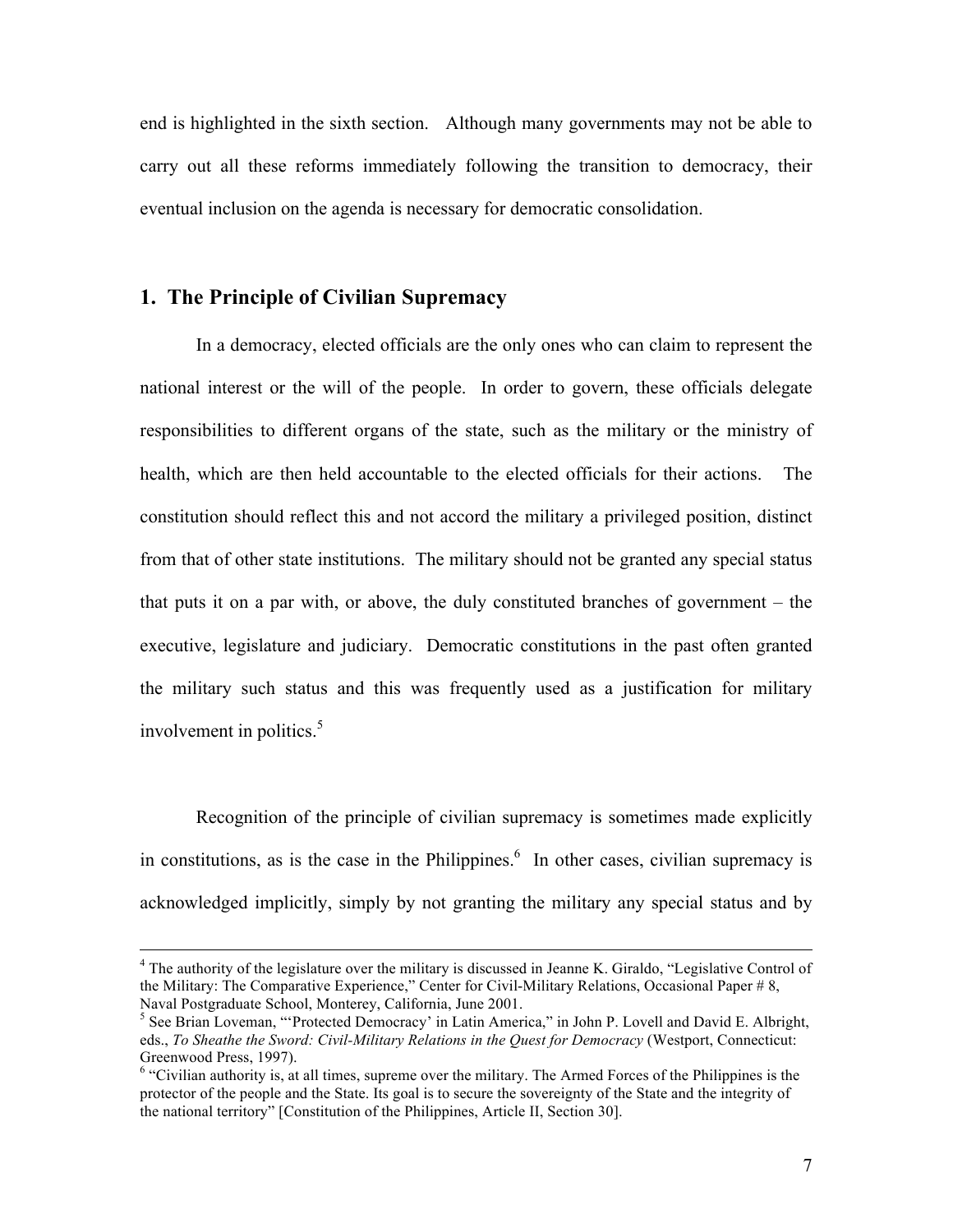end is highlighted in the sixth section. Although many governments may not be able to carry out all these reforms immediately following the transition to democracy, their eventual inclusion on the agenda is necessary for democratic consolidation.

## 1. The Principle of Civilian Supremacy

In a democracy, elected officials are the only ones who can claim to represent the national interest or the will of the people. In order to govern, these officials delegate responsibilities to different organs of the state, such as the military or the ministry of health, which are then held accountable to the elected officials for their actions. The constitution should reflect this and not accord the military a privileged position, distinct from that of other state institutions. The military should not be granted any special status that puts it on a par with, or above, the duly constituted branches of government – the executive, legislature and judiciary. Democratic constitutions in the past often granted the military such status and this was frequently used as a justification for military involvement in politics.[5]

Recognition of the principle of civilian supremacy is sometimes made explicitly in constitutions, as is the case in the Philippines.[6] In other cases, civilian supremacy is acknowledged implicitly, simply by not granting the military any special status and by

---

[4] The authority of the legislature over the military is discussed in Jeanne K. Giraldo, "Legislative Control of the Military: The Comparative Experience," Center for Civil-Military Relations, Occasional Paper # 8, Naval Postgraduate School, Monterey, California, June 2001.

[5] See Brian Loveman, "'Protected Democracy' in Latin America," in John P. Lovell and David E. Albright, eds., *To Sheathe the Sword: Civil-Military Relations in the Quest for Democracy* (Westport, Connecticut: Greenwood Press, 1997).

[6] "Civilian authority is, at all times, supreme over the military. The Armed Forces of the Philippines is the protector of the people and the State. Its goal is to secure the sovereignty of the State and the integrity of the national territory" [Constitution of the Philippines, Article II, Section 30].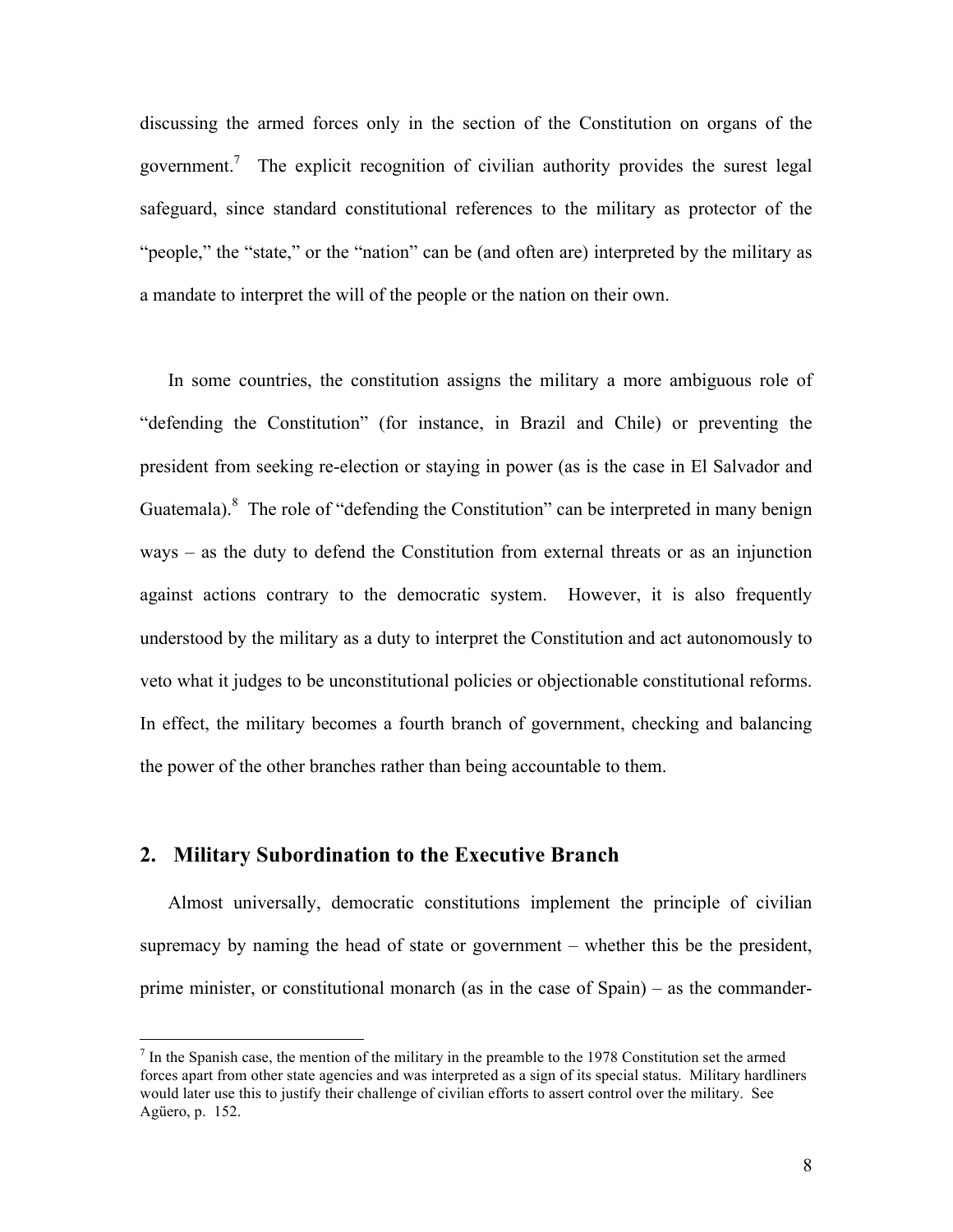discussing the armed forces only in the section of the Constitution on organs of the government.[7] The explicit recognition of civilian authority provides the surest legal safeguard, since standard constitutional references to the military as protector of the "people," the "state," or the "nation" can be (and often are) interpreted by the military as a mandate to interpret the will of the people or the nation on their own.

In some countries, the constitution assigns the military a more ambiguous role of "defending the Constitution" (for instance, in Brazil and Chile) or preventing the president from seeking re-election or staying in power (as is the case in El Salvador and Guatemala).[8] The role of "defending the Constitution" can be interpreted in many benign ways – as the duty to defend the Constitution from external threats or as an injunction against actions contrary to the democratic system. However, it is also frequently understood by the military as a duty to interpret the Constitution and act autonomously to veto what it judges to be unconstitutional policies or objectionable constitutional reforms. In effect, the military becomes a fourth branch of government, checking and balancing the power of the other branches rather than being accountable to them.

## 2. Military Subordination to the Executive Branch

Almost universally, democratic constitutions implement the principle of civilian supremacy by naming the head of state or government – whether this be the president, prime minister, or constitutional monarch (as in the case of Spain) – as the commander-

[7] In the Spanish case, the mention of the military in the preamble to the 1978 Constitution set the armed forces apart from other state agencies and was interpreted as a sign of its special status. Military hardliners would later use this to justify their challenge of civilian efforts to assert control over the military. See Agüero, p. 152.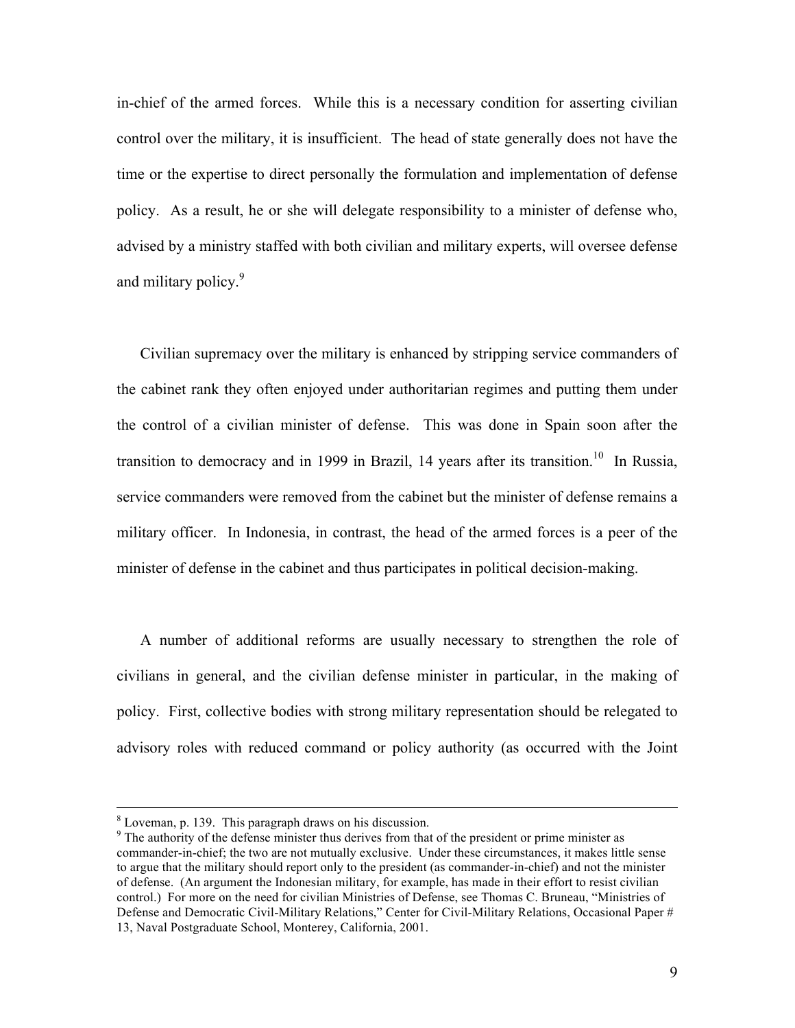in-chief of the armed forces. While this is a necessary condition for asserting civilian control over the military, it is insufficient. The head of state generally does not have the time or the expertise to direct personally the formulation and implementation of defense policy. As a result, he or she will delegate responsibility to a minister of defense who, advised by a ministry staffed with both civilian and military experts, will oversee defense and military policy.[9]

Civilian supremacy over the military is enhanced by stripping service commanders of the cabinet rank they often enjoyed under authoritarian regimes and putting them under the control of a civilian minister of defense. This was done in Spain soon after the transition to democracy and in 1999 in Brazil, 14 years after its transition.[10] In Russia, service commanders were removed from the cabinet but the minister of defense remains a military officer. In Indonesia, in contrast, the head of the armed forces is a peer of the minister of defense in the cabinet and thus participates in political decision-making.

A number of additional reforms are usually necessary to strengthen the role of civilians in general, and the civilian defense minister in particular, in the making of policy. First, collective bodies with strong military representation should be relegated to advisory roles with reduced command or policy authority (as occurred with the Joint

---

[8] Loveman, p. 139. This paragraph draws on his discussion.

[9] The authority of the defense minister thus derives from that of the president or prime minister as commander-in-chief; the two are not mutually exclusive. Under these circumstances, it makes little sense to argue that the military should report only to the president (as commander-in-chief) and not the minister of defense. (An argument the Indonesian military, for example, has made in their effort to resist civilian control.) For more on the need for civilian Ministries of Defense, see Thomas C. Bruneau, "Ministries of Defense and Democratic Civil-Military Relations," Center for Civil-Military Relations, Occasional Paper # 13, Naval Postgraduate School, Monterey, California, 2001.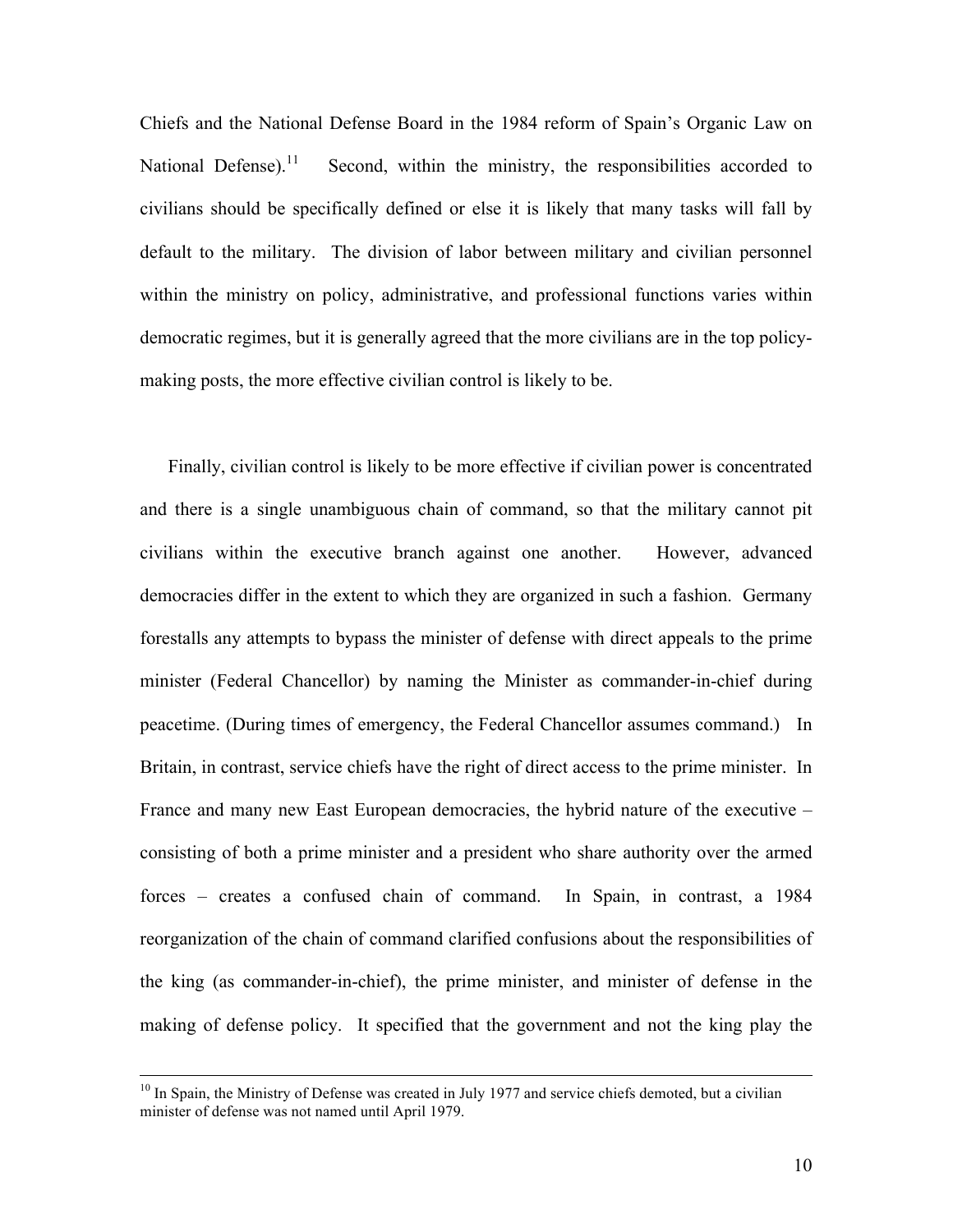Chiefs and the National Defense Board in the 1984 reform of Spain's Organic Law on National Defense).[11] Second, within the ministry, the responsibilities accorded to civilians should be specifically defined or else it is likely that many tasks will fall by default to the military. The division of labor between military and civilian personnel within the ministry on policy, administrative, and professional functions varies within democratic regimes, but it is generally agreed that the more civilians are in the top policy-making posts, the more effective civilian control is likely to be.

Finally, civilian control is likely to be more effective if civilian power is concentrated and there is a single unambiguous chain of command, so that the military cannot pit civilians within the executive branch against one another. However, advanced democracies differ in the extent to which they are organized in such a fashion. Germany forestalls any attempts to bypass the minister of defense with direct appeals to the prime minister (Federal Chancellor) by naming the Minister as commander-in-chief during peacetime. (During times of emergency, the Federal Chancellor assumes command.) In Britain, in contrast, service chiefs have the right of direct access to the prime minister. In France and many new East European democracies, the hybrid nature of the executive – consisting of both a prime minister and a president who share authority over the armed forces – creates a confused chain of command. In Spain, in contrast, a 1984 reorganization of the chain of command clarified confusions about the responsibilities of the king (as commander-in-chief), the prime minister, and minister of defense in the making of defense policy. It specified that the government and not the king play the

[10] In Spain, the Ministry of Defense was created in July 1977 and service chiefs demoted, but a civilian minister of defense was not named until April 1979.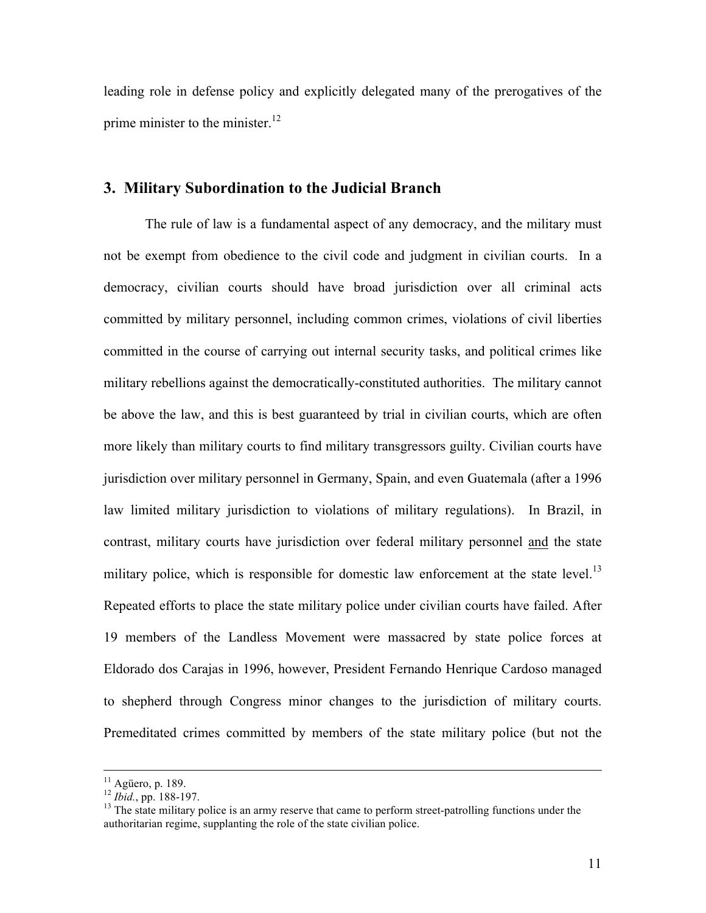leading role in defense policy and explicitly delegated many of the prerogatives of the prime minister to the minister.[12]

## 3. Military Subordination to the Judicial Branch

The rule of law is a fundamental aspect of any democracy, and the military must not be exempt from obedience to the civil code and judgment in civilian courts. In a democracy, civilian courts should have broad jurisdiction over all criminal acts committed by military personnel, including common crimes, violations of civil liberties committed in the course of carrying out internal security tasks, and political crimes like military rebellions against the democratically-constituted authorities. The military cannot be above the law, and this is best guaranteed by trial in civilian courts, which are often more likely than military courts to find military transgressors guilty. Civilian courts have jurisdiction over military personnel in Germany, Spain, and even Guatemala (after a 1996 law limited military jurisdiction to violations of military regulations). In Brazil, in contrast, military courts have jurisdiction over federal military personnel <u>and</u> the state military police, which is responsible for domestic law enforcement at the state level.[13] Repeated efforts to place the state military police under civilian courts have failed. After 19 members of the Landless Movement were massacred by state police forces at Eldorado dos Carajas in 1996, however, President Fernando Henrique Cardoso managed to shepherd through Congress minor changes to the jurisdiction of military courts. Premeditated crimes committed by members of the state military police (but not the

---

[11] Agüero, p. 189.

[12] *Ibid.*, pp. 188-197.

[13] The state military police is an army reserve that came to perform street-patrolling functions under the authoritarian regime, supplanting the role of the state civilian police.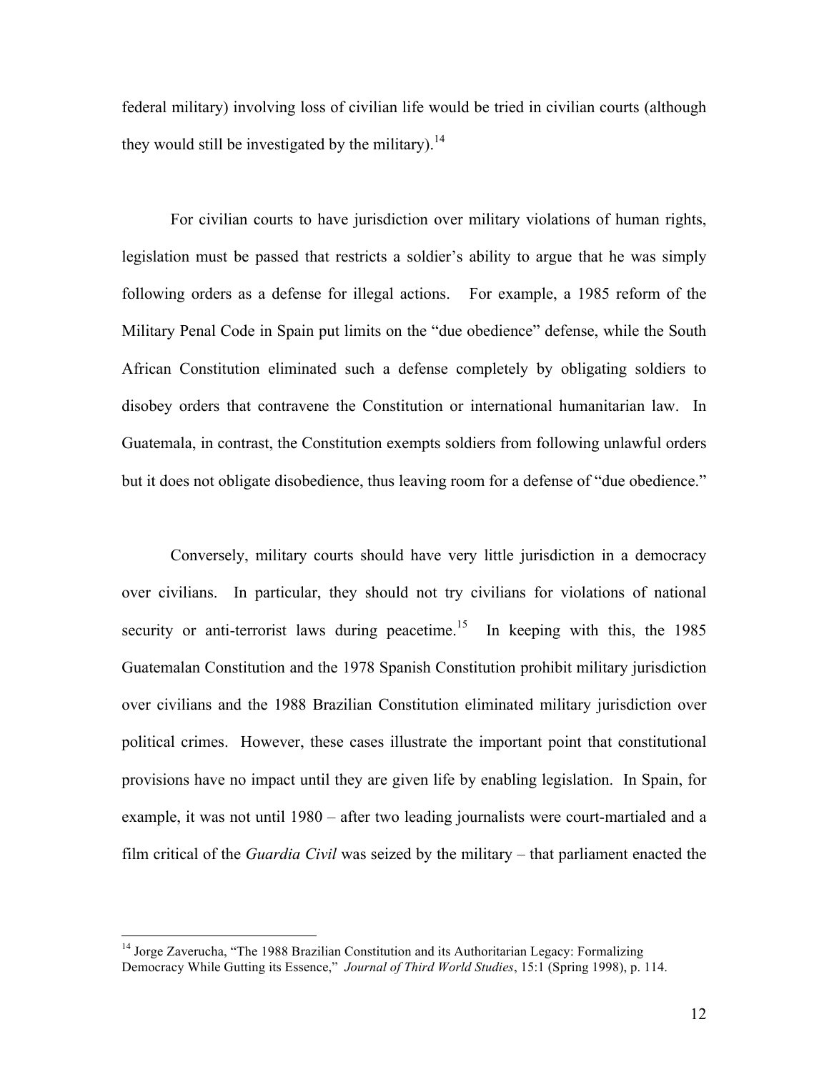federal military) involving loss of civilian life would be tried in civilian courts (although they would still be investigated by the military).[14]

For civilian courts to have jurisdiction over military violations of human rights, legislation must be passed that restricts a soldier's ability to argue that he was simply following orders as a defense for illegal actions. For example, a 1985 reform of the Military Penal Code in Spain put limits on the "due obedience" defense, while the South African Constitution eliminated such a defense completely by obligating soldiers to disobey orders that contravene the Constitution or international humanitarian law. In Guatemala, in contrast, the Constitution exempts soldiers from following unlawful orders but it does not obligate disobedience, thus leaving room for a defense of "due obedience."

Conversely, military courts should have very little jurisdiction in a democracy over civilians. In particular, they should not try civilians for violations of national security or anti-terrorist laws during peacetime.[15] In keeping with this, the 1985 Guatemalan Constitution and the 1978 Spanish Constitution prohibit military jurisdiction over civilians and the 1988 Brazilian Constitution eliminated military jurisdiction over political crimes. However, these cases illustrate the important point that constitutional provisions have no impact until they are given life by enabling legislation. In Spain, for example, it was not until 1980 – after two leading journalists were court-martialed and a film critical of the *Guardia Civil* was seized by the military – that parliament enacted the

---

[14] Jorge Zaverucha, "The 1988 Brazilian Constitution and its Authoritarian Legacy: Formalizing Democracy While Gutting its Essence," *Journal of Third World Studies*, 15:1 (Spring 1998), p. 114.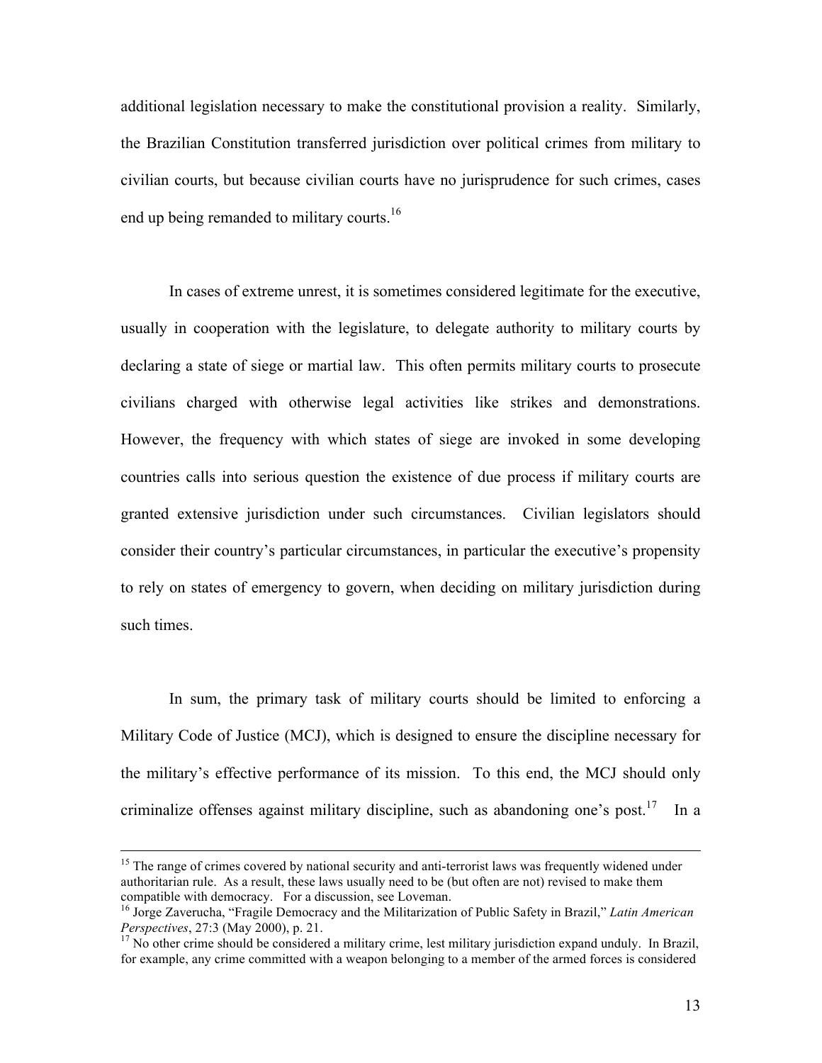additional legislation necessary to make the constitutional provision a reality. Similarly, the Brazilian Constitution transferred jurisdiction over political crimes from military to civilian courts, but because civilian courts have no jurisprudence for such crimes, cases end up being remanded to military courts.[16]

In cases of extreme unrest, it is sometimes considered legitimate for the executive, usually in cooperation with the legislature, to delegate authority to military courts by declaring a state of siege or martial law. This often permits military courts to prosecute civilians charged with otherwise legal activities like strikes and demonstrations. However, the frequency with which states of siege are invoked in some developing countries calls into serious question the existence of due process if military courts are granted extensive jurisdiction under such circumstances. Civilian legislators should consider their country's particular circumstances, in particular the executive's propensity to rely on states of emergency to govern, when deciding on military jurisdiction during such times.

In sum, the primary task of military courts should be limited to enforcing a Military Code of Justice (MCJ), which is designed to ensure the discipline necessary for the military's effective performance of its mission. To this end, the MCJ should only criminalize offenses against military discipline, such as abandoning one's post.[17] In a

---

[15] The range of crimes covered by national security and anti-terrorist laws was frequently widened under authoritarian rule. As a result, these laws usually need to be (but often are not) revised to make them compatible with democracy. For a discussion, see Loveman.

[16] Jorge Zaverucha, "Fragile Democracy and the Militarization of Public Safety in Brazil," *Latin American Perspectives*, 27:3 (May 2000), p. 21.

[17] No other crime should be considered a military crime, lest military jurisdiction expand unduly. In Brazil, for example, any crime committed with a weapon belonging to a member of the armed forces is considered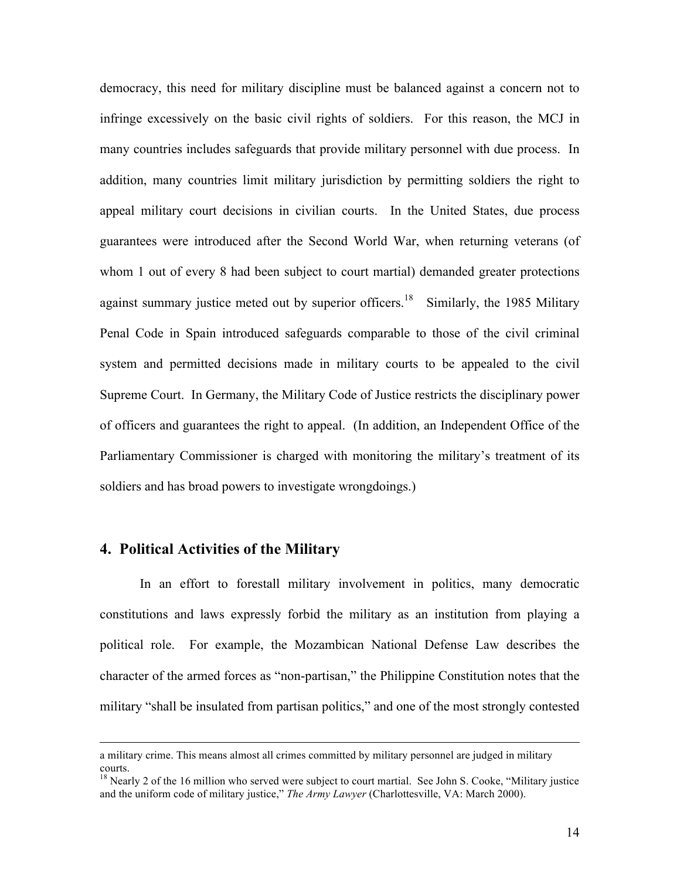democracy, this need for military discipline must be balanced against a concern not to infringe excessively on the basic civil rights of soldiers. For this reason, the MCJ in many countries includes safeguards that provide military personnel with due process. In addition, many countries limit military jurisdiction by permitting soldiers the right to appeal military court decisions in civilian courts. In the United States, due process guarantees were introduced after the Second World War, when returning veterans (of whom 1 out of every 8 had been subject to court martial) demanded greater protections against summary justice meted out by superior officers.[18] Similarly, the 1985 Military Penal Code in Spain introduced safeguards comparable to those of the civil criminal system and permitted decisions made in military courts to be appealed to the civil Supreme Court. In Germany, the Military Code of Justice restricts the disciplinary power of officers and guarantees the right to appeal. (In addition, an Independent Office of the Parliamentary Commissioner is charged with monitoring the military's treatment of its soldiers and has broad powers to investigate wrongdoings.)

## 4. Political Activities of the Military

In an effort to forestall military involvement in politics, many democratic constitutions and laws expressly forbid the military as an institution from playing a political role. For example, the Mozambican National Defense Law describes the character of the armed forces as "non-partisan," the Philippine Constitution notes that the military "shall be insulated from partisan politics," and one of the most strongly contested

---

a military crime. This means almost all crimes committed by military personnel are judged in military courts.

[18] Nearly 2 of the 16 million who served were subject to court martial. See John S. Cooke, "Military justice and the uniform code of military justice," *The Army Lawyer* (Charlottesville, VA: March 2000).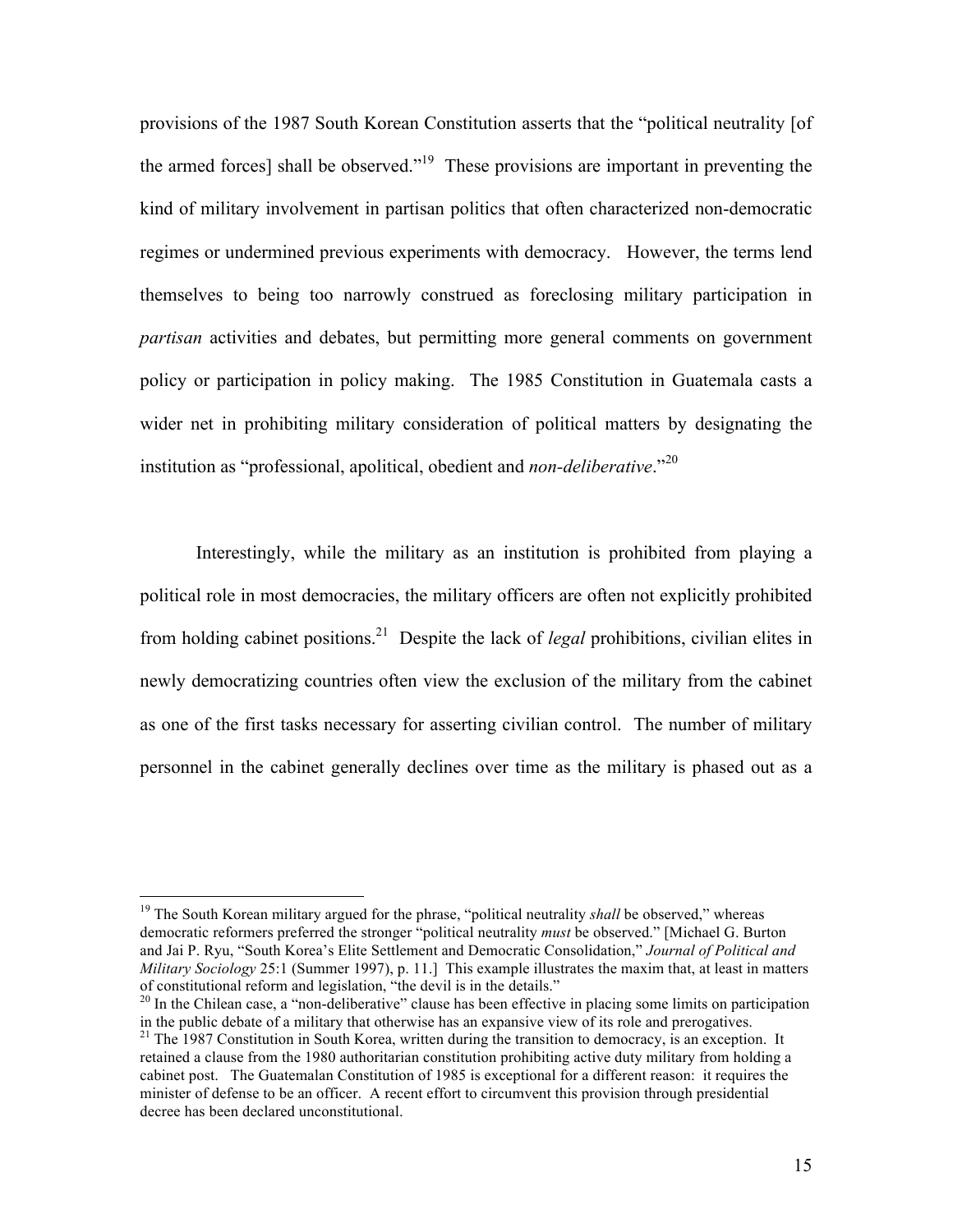provisions of the 1987 South Korean Constitution asserts that the "political neutrality [of the armed forces] shall be observed."[19] These provisions are important in preventing the kind of military involvement in partisan politics that often characterized non-democratic regimes or undermined previous experiments with democracy. However, the terms lend themselves to being too narrowly construed as foreclosing military participation in *partisan* activities and debates, but permitting more general comments on government policy or participation in policy making. The 1985 Constitution in Guatemala casts a wider net in prohibiting military consideration of political matters by designating the institution as "professional, apolitical, obedient and *non-deliberative*."[20]

Interestingly, while the military as an institution is prohibited from playing a political role in most democracies, the military officers are often not explicitly prohibited from holding cabinet positions.[21] Despite the lack of *legal* prohibitions, civilian elites in newly democratizing countries often view the exclusion of the military from the cabinet as one of the first tasks necessary for asserting civilian control. The number of military personnel in the cabinet generally declines over time as the military is phased out as a

---

[19] The South Korean military argued for the phrase, "political neutrality *shall* be observed," whereas democratic reformers preferred the stronger "political neutrality *must* be observed." [Michael G. Burton and Jai P. Ryu, "South Korea's Elite Settlement and Democratic Consolidation," *Journal of Political and Military Sociology* 25:1 (Summer 1997), p. 11.] This example illustrates the maxim that, at least in matters of constitutional reform and legislation, "the devil is in the details."

[20] In the Chilean case, a "non-deliberative" clause has been effective in placing some limits on participation in the public debate of a military that otherwise has an expansive view of its role and prerogatives.

[21] The 1987 Constitution in South Korea, written during the transition to democracy, is an exception. It retained a clause from the 1980 authoritarian constitution prohibiting active duty military from holding a cabinet post. The Guatemalan Constitution of 1985 is exceptional for a different reason: it requires the minister of defense to be an officer. A recent effort to circumvent this provision through presidential decree has been declared unconstitutional.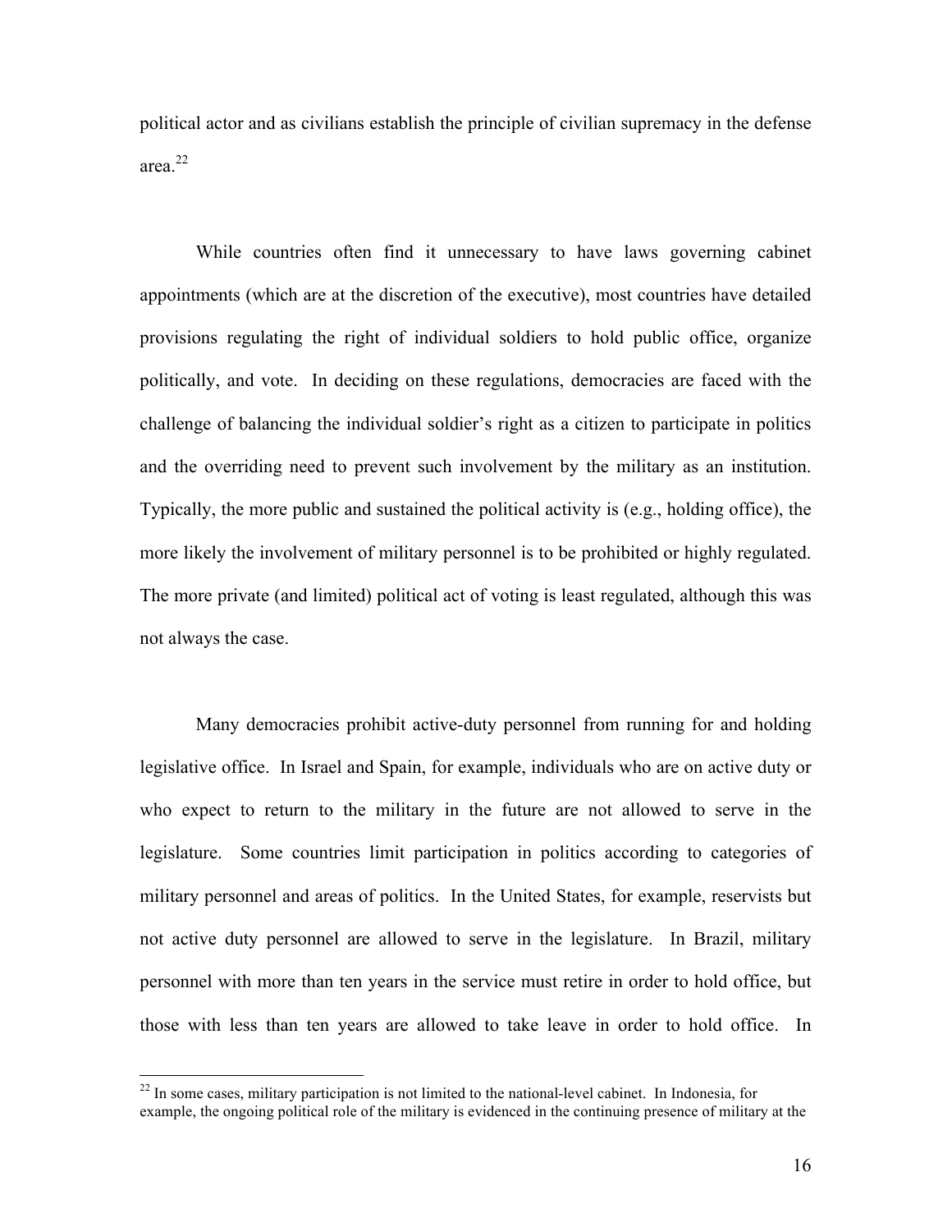political actor and as civilians establish the principle of civilian supremacy in the defense area.[22]

While countries often find it unnecessary to have laws governing cabinet appointments (which are at the discretion of the executive), most countries have detailed provisions regulating the right of individual soldiers to hold public office, organize politically, and vote. In deciding on these regulations, democracies are faced with the challenge of balancing the individual soldier's right as a citizen to participate in politics and the overriding need to prevent such involvement by the military as an institution. Typically, the more public and sustained the political activity is (e.g., holding office), the more likely the involvement of military personnel is to be prohibited or highly regulated. The more private (and limited) political act of voting is least regulated, although this was not always the case.

Many democracies prohibit active-duty personnel from running for and holding legislative office. In Israel and Spain, for example, individuals who are on active duty or who expect to return to the military in the future are not allowed to serve in the legislature. Some countries limit participation in politics according to categories of military personnel and areas of politics. In the United States, for example, reservists but not active duty personnel are allowed to serve in the legislature. In Brazil, military personnel with more than ten years in the service must retire in order to hold office, but those with less than ten years are allowed to take leave in order to hold office. In

[22] In some cases, military participation is not limited to the national-level cabinet. In Indonesia, for example, the ongoing political role of the military is evidenced in the continuing presence of military at the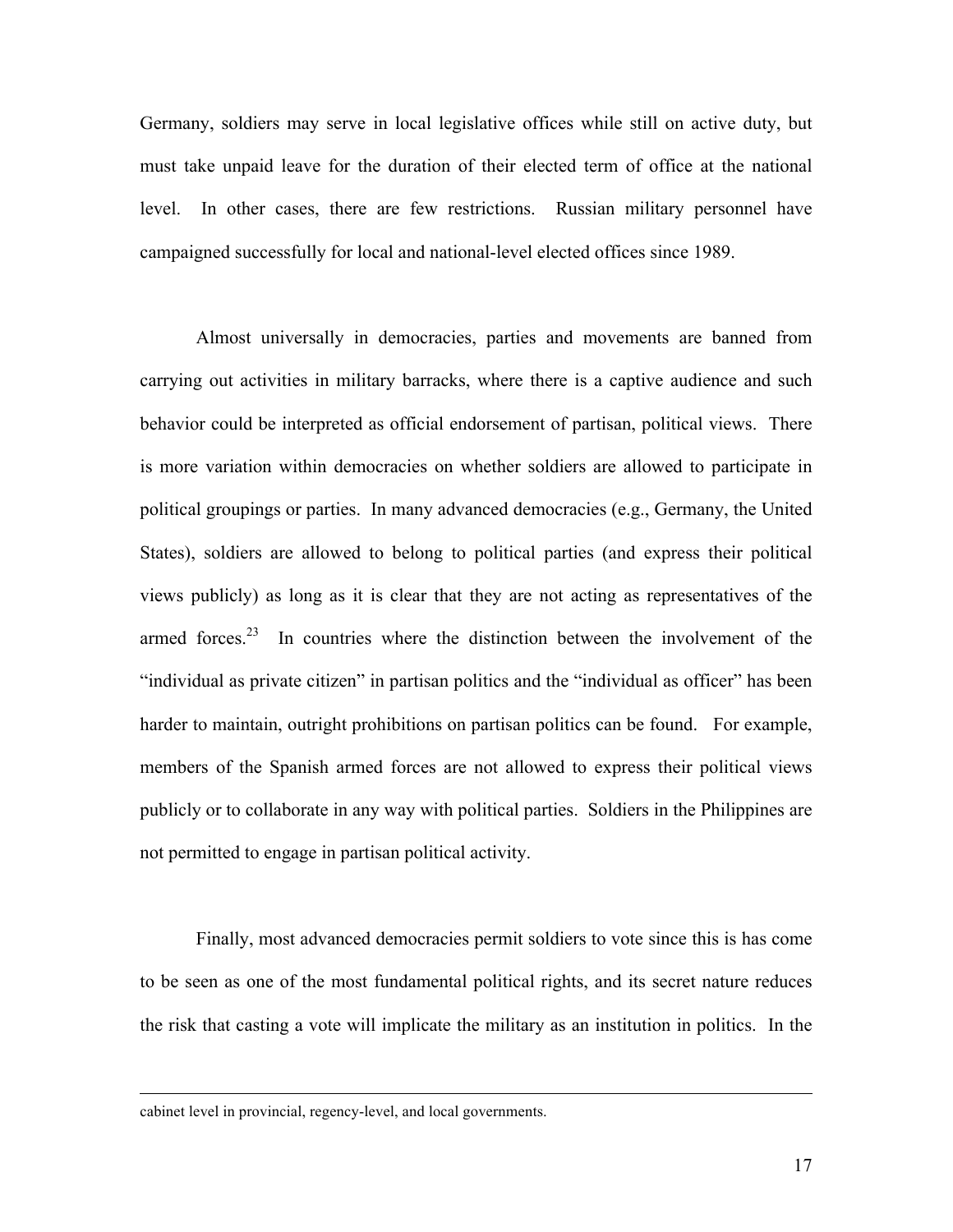Germany, soldiers may serve in local legislative offices while still on active duty, but must take unpaid leave for the duration of their elected term of office at the national level. In other cases, there are few restrictions. Russian military personnel have campaigned successfully for local and national-level elected offices since 1989.

Almost universally in democracies, parties and movements are banned from carrying out activities in military barracks, where there is a captive audience and such behavior could be interpreted as official endorsement of partisan, political views. There is more variation within democracies on whether soldiers are allowed to participate in political groupings or parties. In many advanced democracies (e.g., Germany, the United States), soldiers are allowed to belong to political parties (and express their political views publicly) as long as it is clear that they are not acting as representatives of the armed forces.[23] In countries where the distinction between the involvement of the "individual as private citizen" in partisan politics and the "individual as officer" has been harder to maintain, outright prohibitions on partisan politics can be found. For example, members of the Spanish armed forces are not allowed to express their political views publicly or to collaborate in any way with political parties. Soldiers in the Philippines are not permitted to engage in partisan political activity.

Finally, most advanced democracies permit soldiers to vote since this is has come to be seen as one of the most fundamental political rights, and its secret nature reduces the risk that casting a vote will implicate the military as an institution in politics. In the

---

cabinet level in provincial, regency-level, and local governments.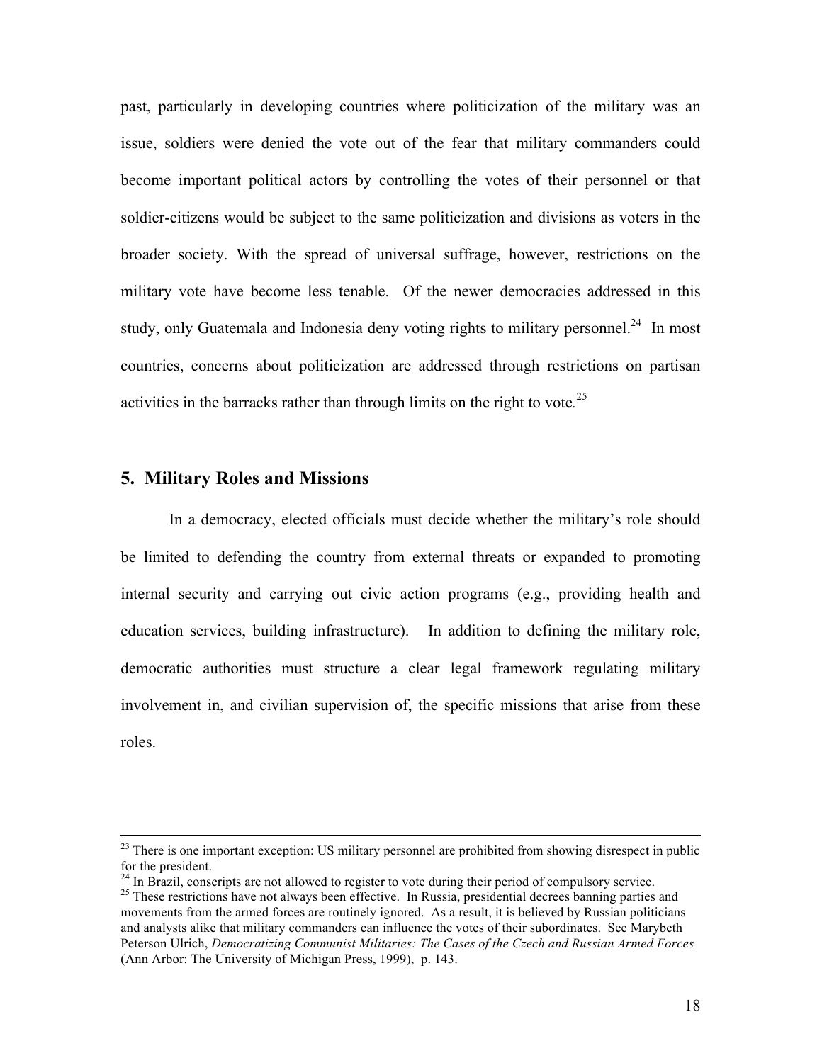past, particularly in developing countries where politicization of the military was an issue, soldiers were denied the vote out of the fear that military commanders could become important political actors by controlling the votes of their personnel or that soldier-citizens would be subject to the same politicization and divisions as voters in the broader society. With the spread of universal suffrage, however, restrictions on the military vote have become less tenable. Of the newer democracies addressed in this study, only Guatemala and Indonesia deny voting rights to military personnel.[24] In most countries, concerns about politicization are addressed through restrictions on partisan activities in the barracks rather than through limits on the right to vote.[25]

## 5. Military Roles and Missions

In a democracy, elected officials must decide whether the military's role should be limited to defending the country from external threats or expanded to promoting internal security and carrying out civic action programs (e.g., providing health and education services, building infrastructure). In addition to defining the military role, democratic authorities must structure a clear legal framework regulating military involvement in, and civilian supervision of, the specific missions that arise from these roles.

---

[23] There is one important exception: US military personnel are prohibited from showing disrespect in public for the president.

[24] In Brazil, conscripts are not allowed to register to vote during their period of compulsory service.

[25] These restrictions have not always been effective. In Russia, presidential decrees banning parties and movements from the armed forces are routinely ignored. As a result, it is believed by Russian politicians and analysts alike that military commanders can influence the votes of their subordinates. See Marybeth Peterson Ulrich, *Democratizing Communist Militaries: The Cases of the Czech and Russian Armed Forces* (Ann Arbor: The University of Michigan Press, 1999), p. 143.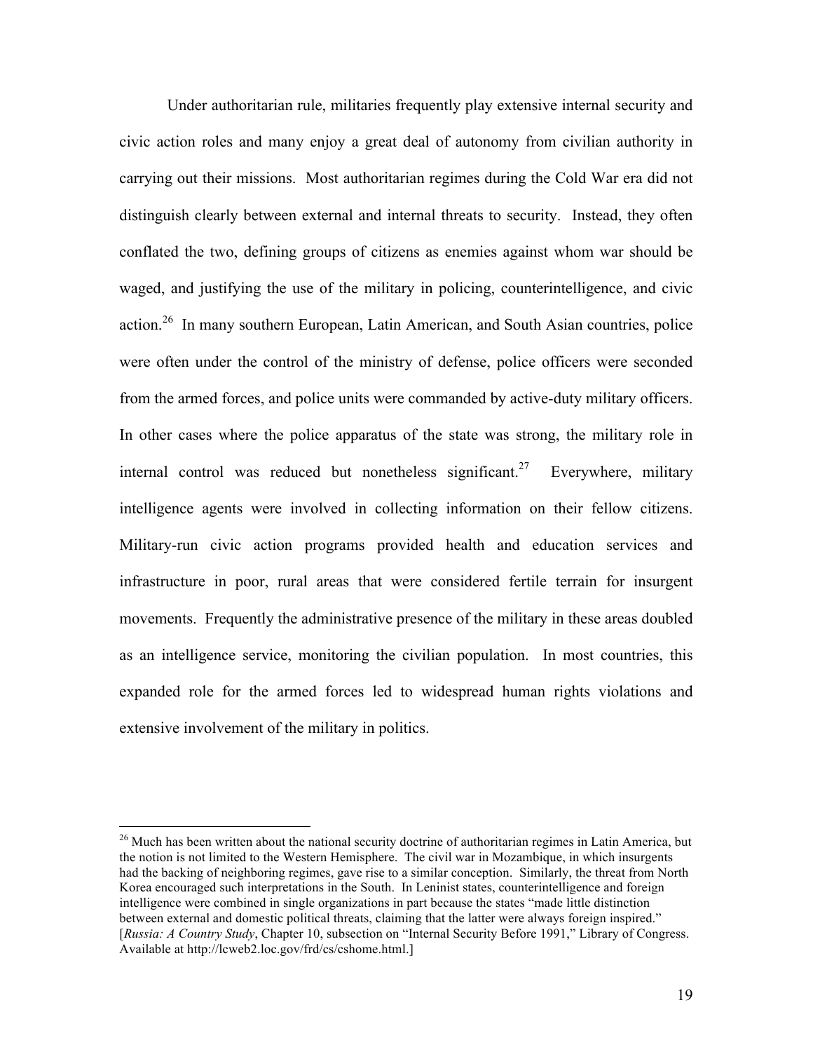Under authoritarian rule, militaries frequently play extensive internal security and civic action roles and many enjoy a great deal of autonomy from civilian authority in carrying out their missions. Most authoritarian regimes during the Cold War era did not distinguish clearly between external and internal threats to security. Instead, they often conflated the two, defining groups of citizens as enemies against whom war should be waged, and justifying the use of the military in policing, counterintelligence, and civic action.[26] In many southern European, Latin American, and South Asian countries, police were often under the control of the ministry of defense, police officers were seconded from the armed forces, and police units were commanded by active-duty military officers. In other cases where the police apparatus of the state was strong, the military role in internal control was reduced but nonetheless significant.[27] Everywhere, military intelligence agents were involved in collecting information on their fellow citizens. Military-run civic action programs provided health and education services and infrastructure in poor, rural areas that were considered fertile terrain for insurgent movements. Frequently the administrative presence of the military in these areas doubled as an intelligence service, monitoring the civilian population. In most countries, this expanded role for the armed forces led to widespread human rights violations and extensive involvement of the military in politics.

---

[26] Much has been written about the national security doctrine of authoritarian regimes in Latin America, but the notion is not limited to the Western Hemisphere. The civil war in Mozambique, in which insurgents had the backing of neighboring regimes, gave rise to a similar conception. Similarly, the threat from North Korea encouraged such interpretations in the South. In Leninist states, counterintelligence and foreign intelligence were combined in single organizations in part because the states "made little distinction between external and domestic political threats, claiming that the latter were always foreign inspired." [*Russia: A Country Study*, Chapter 10, subsection on "Internal Security Before 1991," Library of Congress. Available at http://lcweb2.loc.gov/frd/cs/cshome.html.]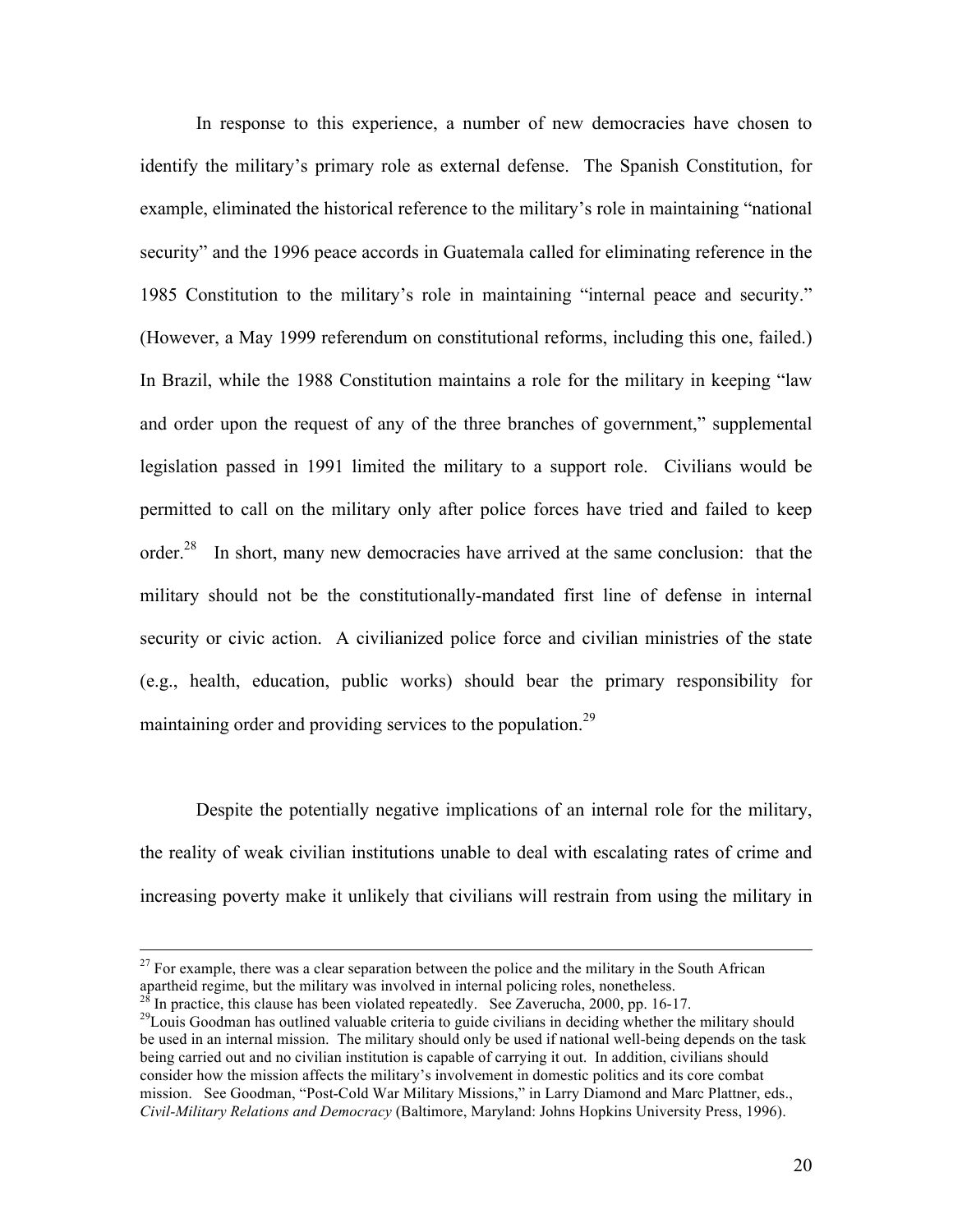In response to this experience, a number of new democracies have chosen to identify the military's primary role as external defense. The Spanish Constitution, for example, eliminated the historical reference to the military's role in maintaining "national security" and the 1996 peace accords in Guatemala called for eliminating reference in the 1985 Constitution to the military's role in maintaining "internal peace and security." (However, a May 1999 referendum on constitutional reforms, including this one, failed.) In Brazil, while the 1988 Constitution maintains a role for the military in keeping "law and order upon the request of any of the three branches of government," supplemental legislation passed in 1991 limited the military to a support role. Civilians would be permitted to call on the military only after police forces have tried and failed to keep order.[28] In short, many new democracies have arrived at the same conclusion: that the military should not be the constitutionally-mandated first line of defense in internal security or civic action. A civilianized police force and civilian ministries of the state (e.g., health, education, public works) should bear the primary responsibility for maintaining order and providing services to the population.[29]

Despite the potentially negative implications of an internal role for the military, the reality of weak civilian institutions unable to deal with escalating rates of crime and increasing poverty make it unlikely that civilians will restrain from using the military in

---

[27] For example, there was a clear separation between the police and the military in the South African apartheid regime, but the military was involved in internal policing roles, nonetheless.

[28] In practice, this clause has been violated repeatedly. See Zaverucha, 2000, pp. 16-17.

[29] Louis Goodman has outlined valuable criteria to guide civilians in deciding whether the military should be used in an internal mission. The military should only be used if national well-being depends on the task being carried out and no civilian institution is capable of carrying it out. In addition, civilians should consider how the mission affects the military's involvement in domestic politics and its core combat mission. See Goodman, "Post-Cold War Military Missions," in Larry Diamond and Marc Plattner, eds., *Civil-Military Relations and Democracy* (Baltimore, Maryland: Johns Hopkins University Press, 1996).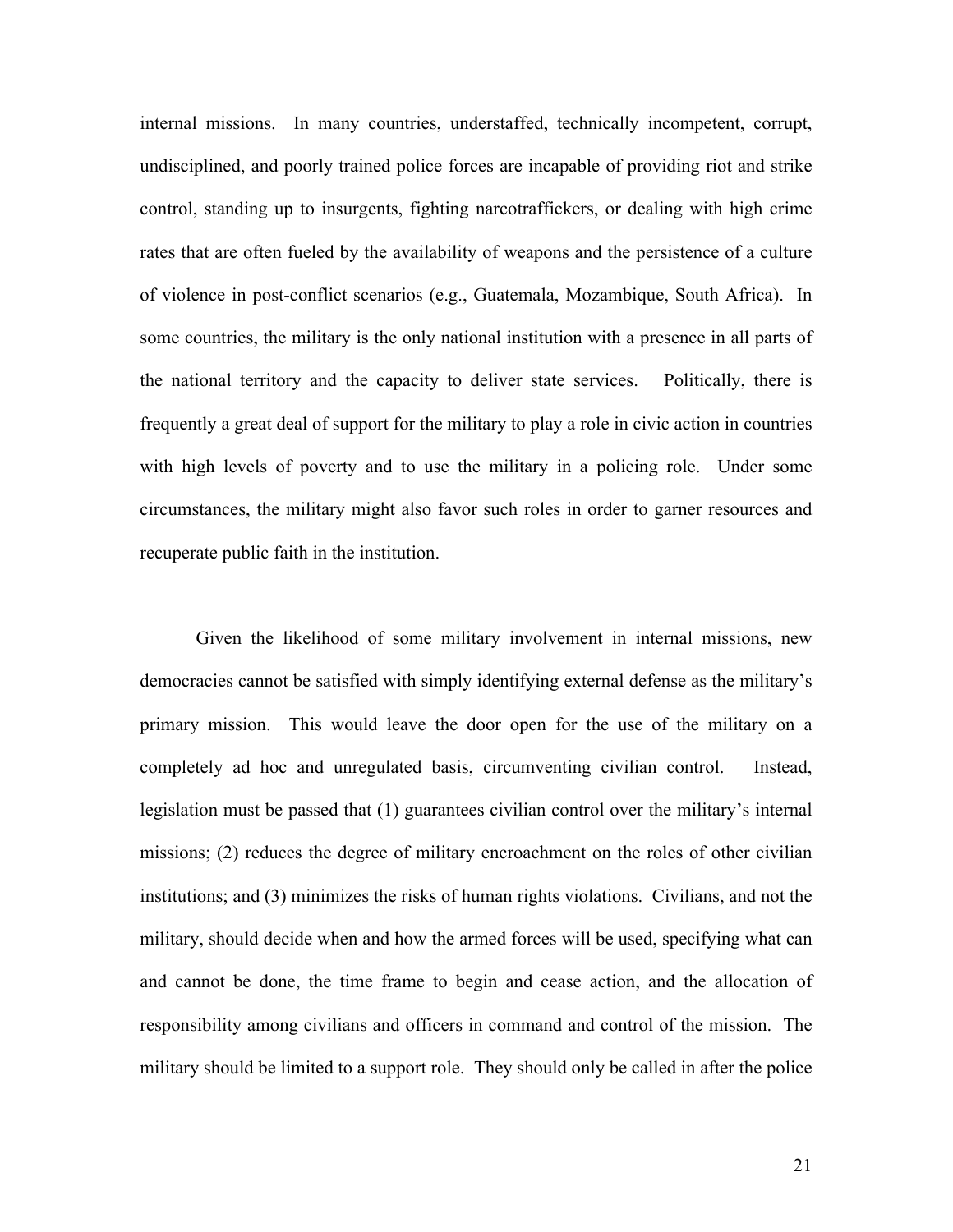internal missions. In many countries, understaffed, technically incompetent, corrupt, undisciplined, and poorly trained police forces are incapable of providing riot and strike control, standing up to insurgents, fighting narcotraffickers, or dealing with high crime rates that are often fueled by the availability of weapons and the persistence of a culture of violence in post-conflict scenarios (e.g., Guatemala, Mozambique, South Africa). In some countries, the military is the only national institution with a presence in all parts of the national territory and the capacity to deliver state services. Politically, there is frequently a great deal of support for the military to play a role in civic action in countries with high levels of poverty and to use the military in a policing role. Under some circumstances, the military might also favor such roles in order to garner resources and recuperate public faith in the institution.

Given the likelihood of some military involvement in internal missions, new democracies cannot be satisfied with simply identifying external defense as the military's primary mission. This would leave the door open for the use of the military on a completely ad hoc and unregulated basis, circumventing civilian control. Instead, legislation must be passed that (1) guarantees civilian control over the military's internal missions; (2) reduces the degree of military encroachment on the roles of other civilian institutions; and (3) minimizes the risks of human rights violations. Civilians, and not the military, should decide when and how the armed forces will be used, specifying what can and cannot be done, the time frame to begin and cease action, and the allocation of responsibility among civilians and officers in command and control of the mission. The military should be limited to a support role. They should only be called in after the police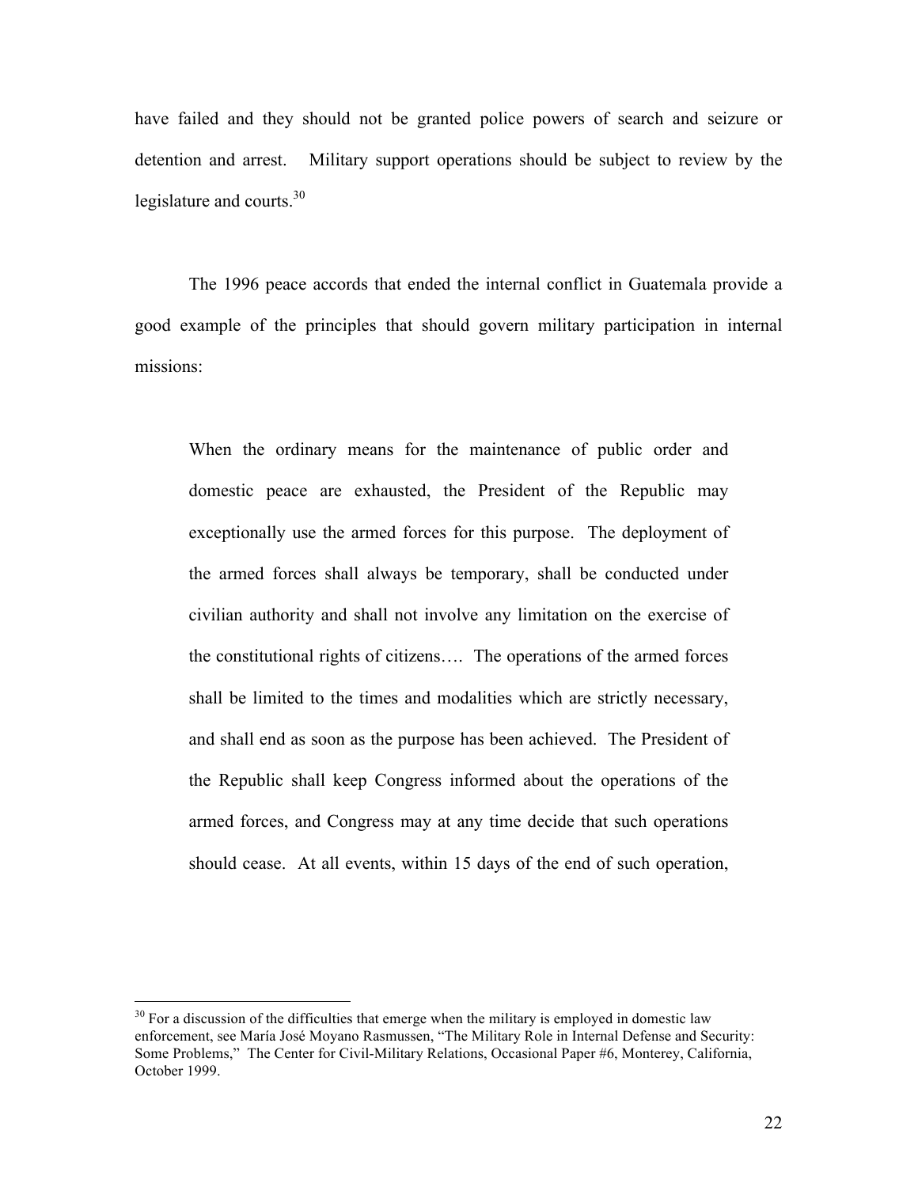have failed and they should not be granted police powers of search and seizure or detention and arrest. Military support operations should be subject to review by the legislature and courts.[30]

The 1996 peace accords that ended the internal conflict in Guatemala provide a good example of the principles that should govern military participation in internal missions:

> When the ordinary means for the maintenance of public order and domestic peace are exhausted, the President of the Republic may exceptionally use the armed forces for this purpose. The deployment of the armed forces shall always be temporary, shall be conducted under civilian authority and shall not involve any limitation on the exercise of the constitutional rights of citizens…. The operations of the armed forces shall be limited to the times and modalities which are strictly necessary, and shall end as soon as the purpose has been achieved. The President of the Republic shall keep Congress informed about the operations of the armed forces, and Congress may at any time decide that such operations should cease. At all events, within 15 days of the end of such operation,

---

[30] For a discussion of the difficulties that emerge when the military is employed in domestic law enforcement, see María José Moyano Rasmussen, "The Military Role in Internal Defense and Security: Some Problems," The Center for Civil-Military Relations, Occasional Paper #6, Monterey, California, October 1999.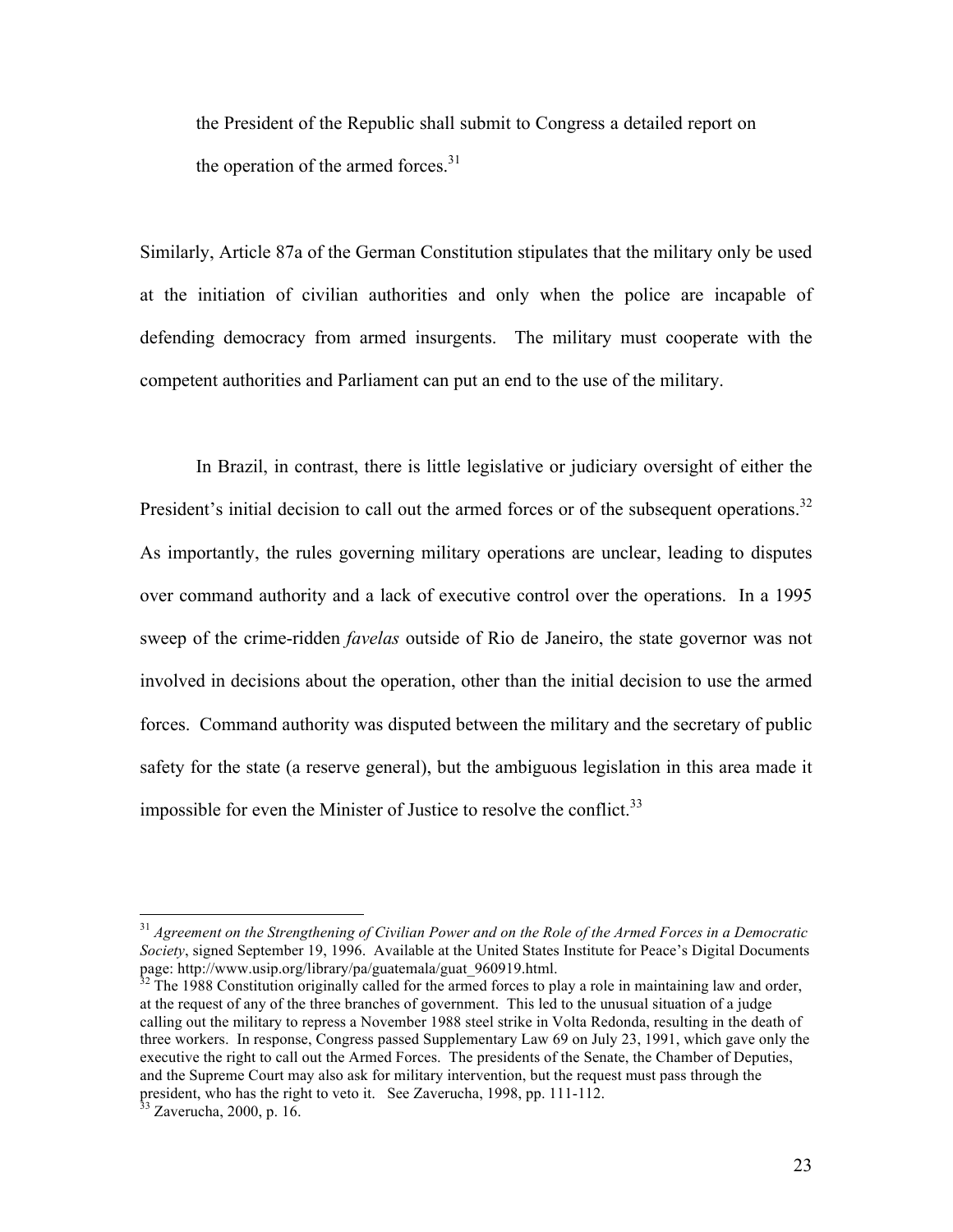> the President of the Republic shall submit to Congress a detailed report on the operation of the armed forces.[31]

Similarly, Article 87a of the German Constitution stipulates that the military only be used at the initiation of civilian authorities and only when the police are incapable of defending democracy from armed insurgents. The military must cooperate with the competent authorities and Parliament can put an end to the use of the military.

In Brazil, in contrast, there is little legislative or judiciary oversight of either the President's initial decision to call out the armed forces or of the subsequent operations.[32] As importantly, the rules governing military operations are unclear, leading to disputes over command authority and a lack of executive control over the operations. In a 1995 sweep of the crime-ridden *favelas* outside of Rio de Janeiro, the state governor was not involved in decisions about the operation, other than the initial decision to use the armed forces. Command authority was disputed between the military and the secretary of public safety for the state (a reserve general), but the ambiguous legislation in this area made it impossible for even the Minister of Justice to resolve the conflict.[33]

---

[31] *Agreement on the Strengthening of Civilian Power and on the Role of the Armed Forces in a Democratic Society*, signed September 19, 1996. Available at the United States Institute for Peace's Digital Documents page: http://www.usip.org/library/pa/guatemala/guat_960919.html.

[32] The 1988 Constitution originally called for the armed forces to play a role in maintaining law and order, at the request of any of the three branches of government. This led to the unusual situation of a judge calling out the military to repress a November 1988 steel strike in Volta Redonda, resulting in the death of three workers. In response, Congress passed Supplementary Law 69 on July 23, 1991, which gave only the executive the right to call out the Armed Forces. The presidents of the Senate, the Chamber of Deputies, and the Supreme Court may also ask for military intervention, but the request must pass through the president, who has the right to veto it. See Zaverucha, 1998, pp. 111-112.

[33] Zaverucha, 2000, p. 16.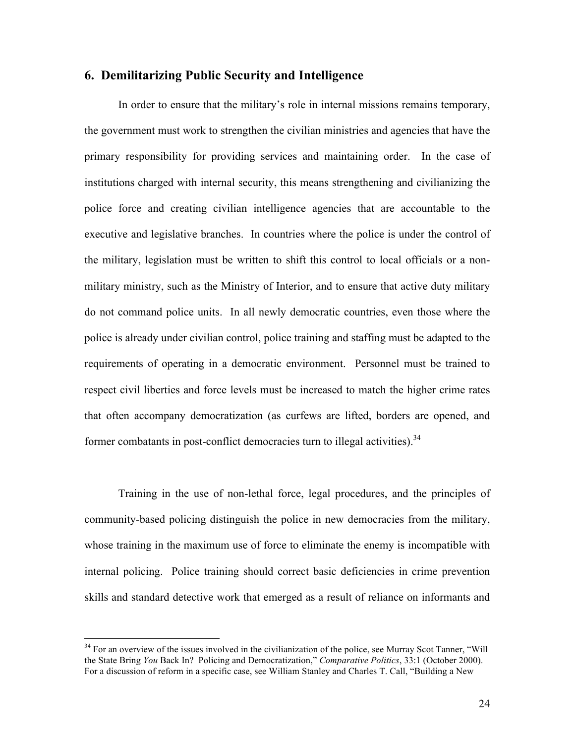## 6. Demilitarizing Public Security and Intelligence

In order to ensure that the military's role in internal missions remains temporary, the government must work to strengthen the civilian ministries and agencies that have the primary responsibility for providing services and maintaining order. In the case of institutions charged with internal security, this means strengthening and civilianizing the police force and creating civilian intelligence agencies that are accountable to the executive and legislative branches. In countries where the police is under the control of the military, legislation must be written to shift this control to local officials or a non-military ministry, such as the Ministry of Interior, and to ensure that active duty military do not command police units. In all newly democratic countries, even those where the police is already under civilian control, police training and staffing must be adapted to the requirements of operating in a democratic environment. Personnel must be trained to respect civil liberties and force levels must be increased to match the higher crime rates that often accompany democratization (as curfews are lifted, borders are opened, and former combatants in post-conflict democracies turn to illegal activities).[34]

Training in the use of non-lethal force, legal procedures, and the principles of community-based policing distinguish the police in new democracies from the military, whose training in the maximum use of force to eliminate the enemy is incompatible with internal policing. Police training should correct basic deficiencies in crime prevention skills and standard detective work that emerged as a result of reliance on informants and

[34] For an overview of the issues involved in the civilianization of the police, see Murray Scot Tanner, "Will the State Bring *You* Back In? Policing and Democratization," *Comparative Politics*, 33:1 (October 2000). For a discussion of reform in a specific case, see William Stanley and Charles T. Call, "Building a New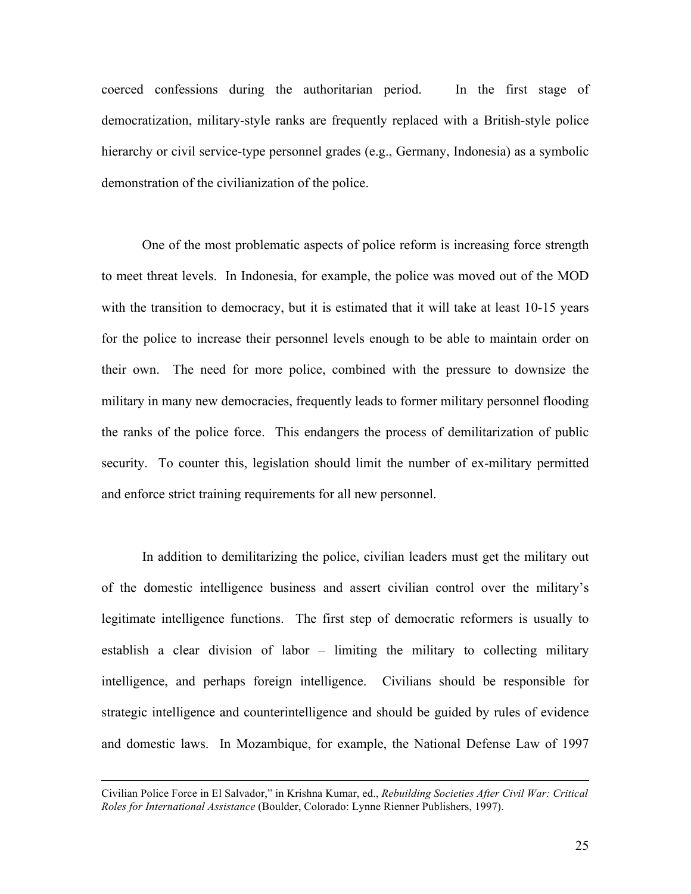coerced confessions during the authoritarian period. In the first stage of democratization, military-style ranks are frequently replaced with a British-style police hierarchy or civil service-type personnel grades (e.g., Germany, Indonesia) as a symbolic demonstration of the civilianization of the police.

One of the most problematic aspects of police reform is increasing force strength to meet threat levels. In Indonesia, for example, the police was moved out of the MOD with the transition to democracy, but it is estimated that it will take at least 10-15 years for the police to increase their personnel levels enough to be able to maintain order on their own. The need for more police, combined with the pressure to downsize the military in many new democracies, frequently leads to former military personnel flooding the ranks of the police force. This endangers the process of demilitarization of public security. To counter this, legislation should limit the number of ex-military permitted and enforce strict training requirements for all new personnel.

In addition to demilitarizing the police, civilian leaders must get the military out of the domestic intelligence business and assert civilian control over the military's legitimate intelligence functions. The first step of democratic reformers is usually to establish a clear division of labor – limiting the military to collecting military intelligence, and perhaps foreign intelligence. Civilians should be responsible for strategic intelligence and counterintelligence and should be guided by rules of evidence and domestic laws. In Mozambique, for example, the National Defense Law of 1997

---

Civilian Police Force in El Salvador," in Krishna Kumar, ed., *Rebuilding Societies After Civil War: Critical Roles for International Assistance* (Boulder, Colorado: Lynne Rienner Publishers, 1997).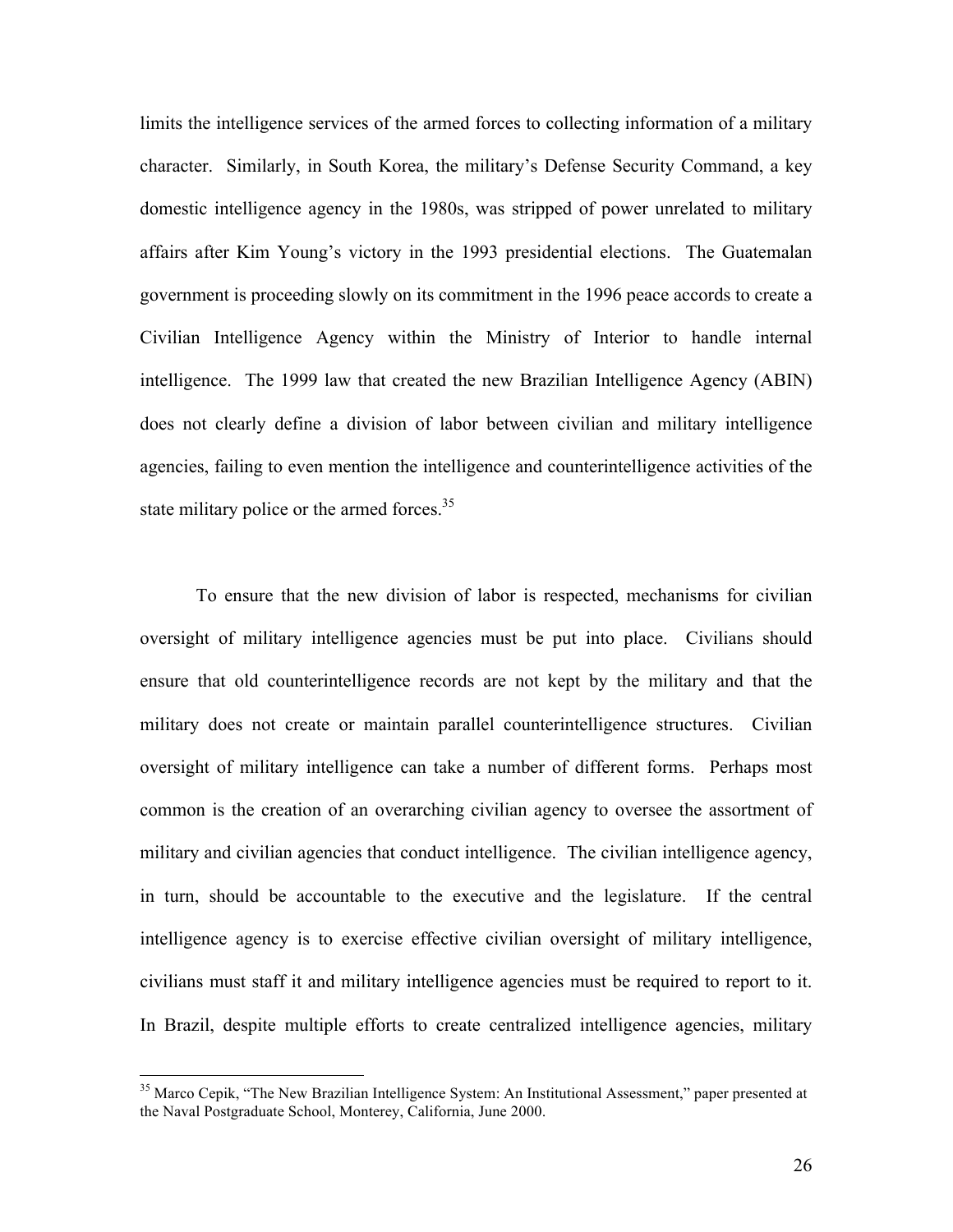limits the intelligence services of the armed forces to collecting information of a military character. Similarly, in South Korea, the military's Defense Security Command, a key domestic intelligence agency in the 1980s, was stripped of power unrelated to military affairs after Kim Young's victory in the 1993 presidential elections. The Guatemalan government is proceeding slowly on its commitment in the 1996 peace accords to create a Civilian Intelligence Agency within the Ministry of Interior to handle internal intelligence. The 1999 law that created the new Brazilian Intelligence Agency (ABIN) does not clearly define a division of labor between civilian and military intelligence agencies, failing to even mention the intelligence and counterintelligence activities of the state military police or the armed forces.[35]

To ensure that the new division of labor is respected, mechanisms for civilian oversight of military intelligence agencies must be put into place. Civilians should ensure that old counterintelligence records are not kept by the military and that the military does not create or maintain parallel counterintelligence structures. Civilian oversight of military intelligence can take a number of different forms. Perhaps most common is the creation of an overarching civilian agency to oversee the assortment of military and civilian agencies that conduct intelligence. The civilian intelligence agency, in turn, should be accountable to the executive and the legislature. If the central intelligence agency is to exercise effective civilian oversight of military intelligence, civilians must staff it and military intelligence agencies must be required to report to it. In Brazil, despite multiple efforts to create centralized intelligence agencies, military

---

[35] Marco Cepik, "The New Brazilian Intelligence System: An Institutional Assessment," paper presented at the Naval Postgraduate School, Monterey, California, June 2000.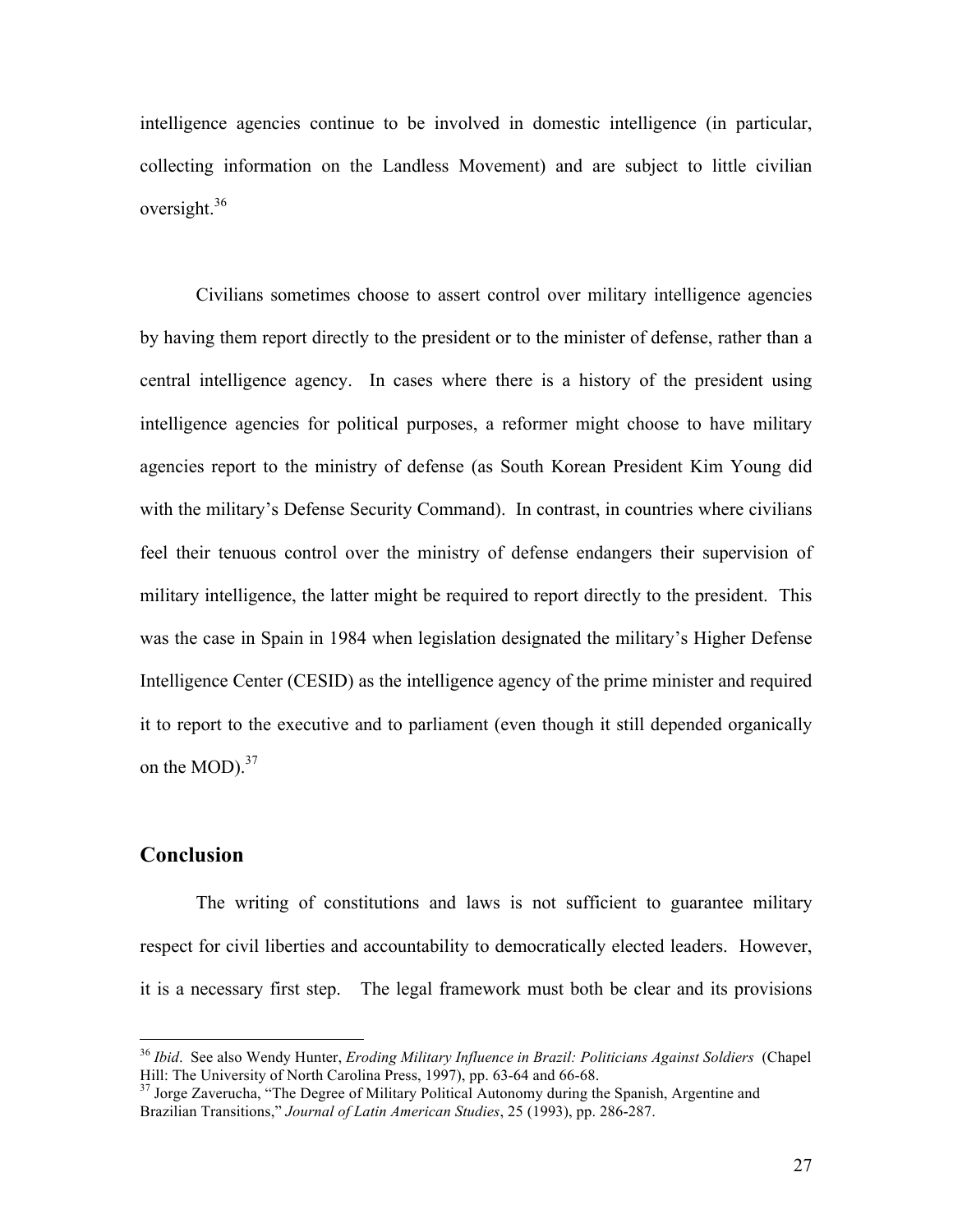intelligence agencies continue to be involved in domestic intelligence (in particular, collecting information on the Landless Movement) and are subject to little civilian oversight.[36]

Civilians sometimes choose to assert control over military intelligence agencies by having them report directly to the president or to the minister of defense, rather than a central intelligence agency. In cases where there is a history of the president using intelligence agencies for political purposes, a reformer might choose to have military agencies report to the ministry of defense (as South Korean President Kim Young did with the military's Defense Security Command). In contrast, in countries where civilians feel their tenuous control over the ministry of defense endangers their supervision of military intelligence, the latter might be required to report directly to the president. This was the case in Spain in 1984 when legislation designated the military's Higher Defense Intelligence Center (CESID) as the intelligence agency of the prime minister and required it to report to the executive and to parliament (even though it still depended organically on the MOD).[37]

## Conclusion

The writing of constitutions and laws is not sufficient to guarantee military respect for civil liberties and accountability to democratically elected leaders. However, it is a necessary first step. The legal framework must both be clear and its provisions

---

[36] *Ibid*. See also Wendy Hunter, *Eroding Military Influence in Brazil: Politicians Against Soldiers* (Chapel Hill: The University of North Carolina Press, 1997), pp. 63-64 and 66-68.

[37] Jorge Zaverucha, "The Degree of Military Political Autonomy during the Spanish, Argentine and Brazilian Transitions," *Journal of Latin American Studies*, 25 (1993), pp. 286-287.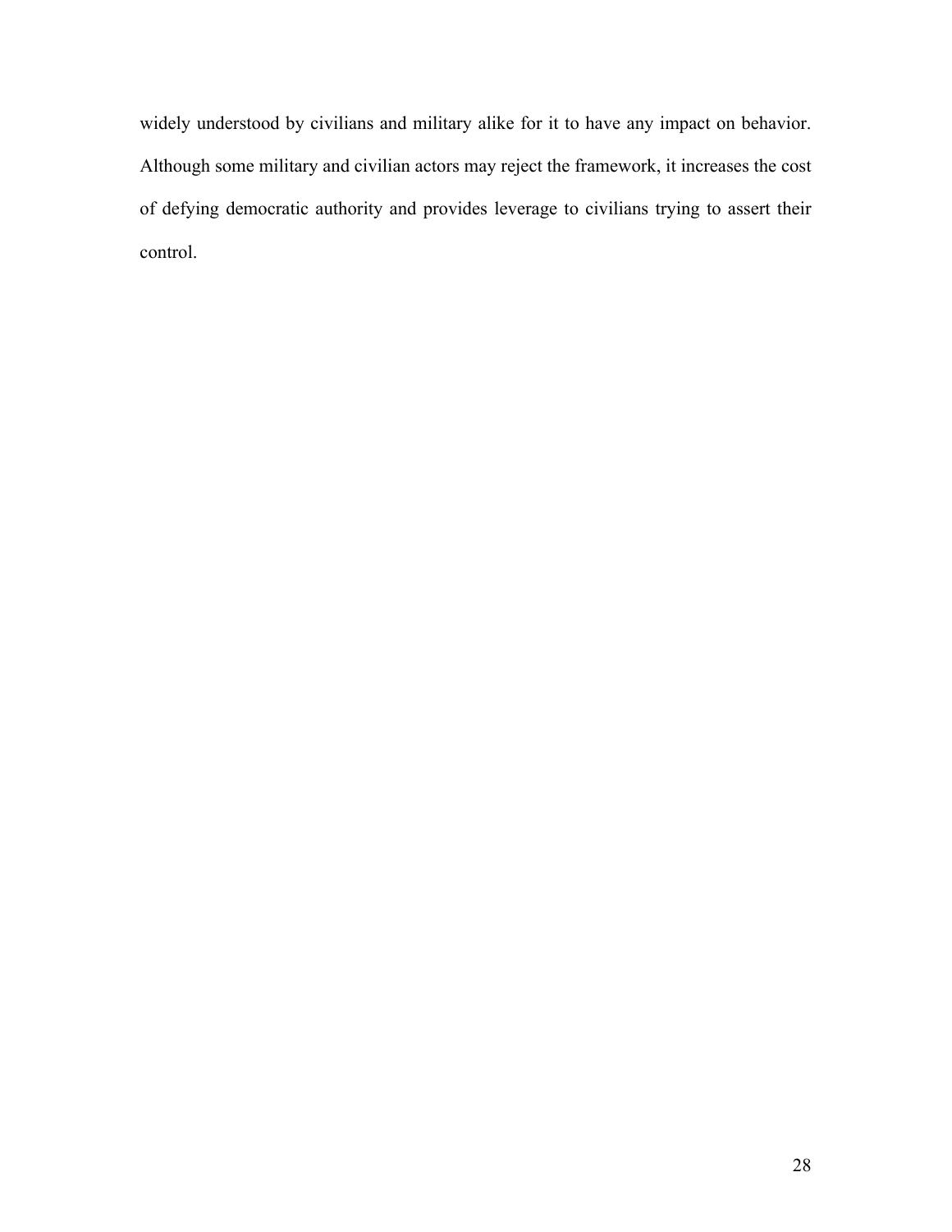widely understood by civilians and military alike for it to have any impact on behavior. Although some military and civilian actors may reject the framework, it increases the cost of defying democratic authority and provides leverage to civilians trying to assert their control.